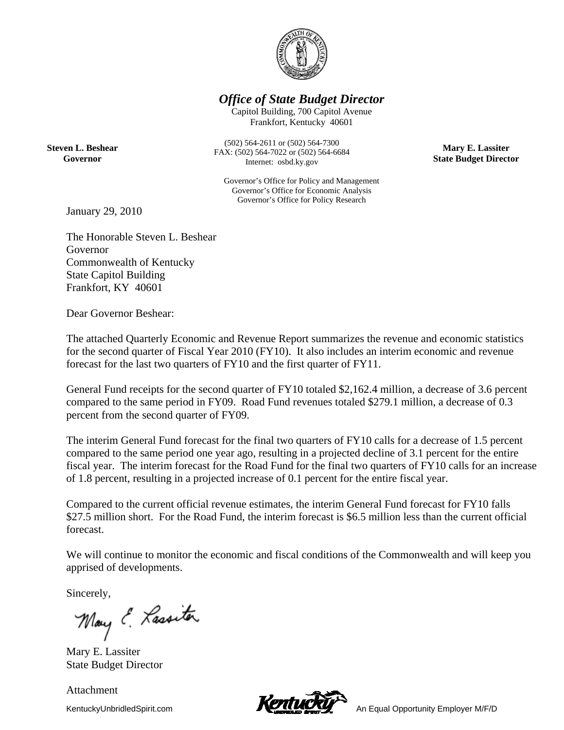# *Office of State Budget Director*

Capitol Building, 700 Capitol Avenue
Frankfort, Kentucky 40601

(502) 564-2611 or (502) 564-7300
FAX: (502) 564-7022 or (502) 564-6684
Internet: osbd.ky.gov

Governor's Office for Policy and Management
Governor's Office for Economic Analysis
Governor's Office for Policy Research

**Steven L. Beshear**
**Governor**

**Mary E. Lassiter**
**State Budget Director**

January 29, 2010

The Honorable Steven L. Beshear
Governor
Commonwealth of Kentucky
State Capitol Building
Frankfort, KY 40601

Dear Governor Beshear:

The attached Quarterly Economic and Revenue Report summarizes the revenue and economic statistics for the second quarter of Fiscal Year 2010 (FY10). It also includes an interim economic and revenue forecast for the last two quarters of FY10 and the first quarter of FY11.

General Fund receipts for the second quarter of FY10 totaled $2,162.4 million, a decrease of 3.6 percent compared to the same period in FY09. Road Fund revenues totaled $279.1 million, a decrease of 0.3 percent from the second quarter of FY09.

The interim General Fund forecast for the final two quarters of FY10 calls for a decrease of 1.5 percent compared to the same period one year ago, resulting in a projected decline of 3.1 percent for the entire fiscal year. The interim forecast for the Road Fund for the final two quarters of FY10 calls for an increase of 1.8 percent, resulting in a projected increase of 0.1 percent for the entire fiscal year.

Compared to the current official revenue estimates, the interim General Fund forecast for FY10 falls $27.5 million short. For the Road Fund, the interim forecast is $6.5 million less than the current official forecast.

We will continue to monitor the economic and fiscal conditions of the Commonwealth and will keep you apprised of developments.

Sincerely,

Mary E. Lassiter
State Budget Director

Attachment

KentuckyUnbridledSpirit.com An Equal Opportunity Employer M/F/D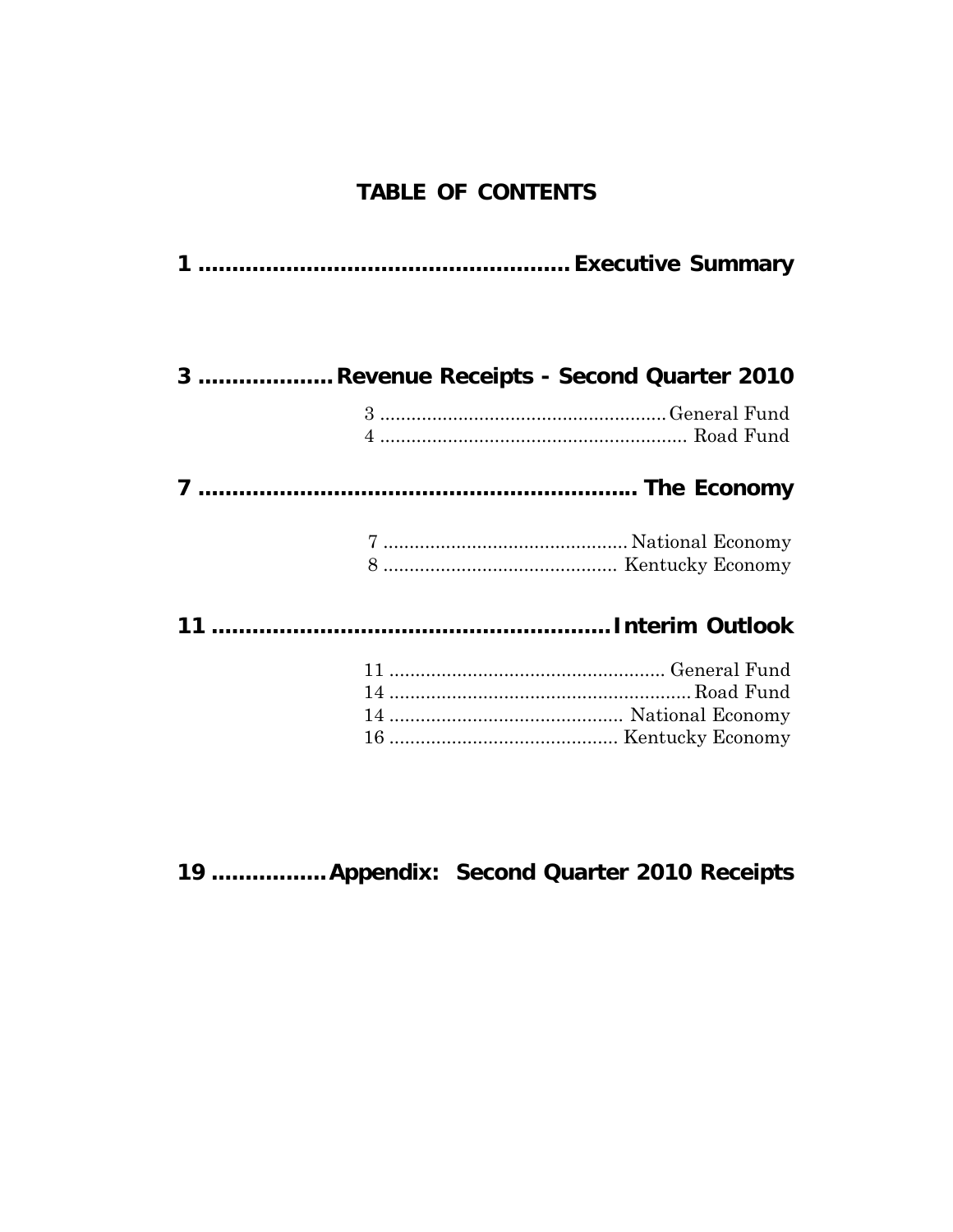# TABLE OF CONTENTS

**1 .................................................... Executive Summary**

**3 ................... Revenue Receipts - Second Quarter 2010**

3 ...................................................... General Fund
4 .......................................................... Road Fund

**7 ............................................................... The Economy**

7 ............................................... National Economy
8 ............................................. Kentucky Economy

**11 .......................................................... Interim Outlook**

11 ..................................................... General Fund
14 ......................................................... Road Fund
14 ............................................ National Economy
16 ........................................... Kentucky Economy

**19 ................ Appendix: Second Quarter 2010 Receipts**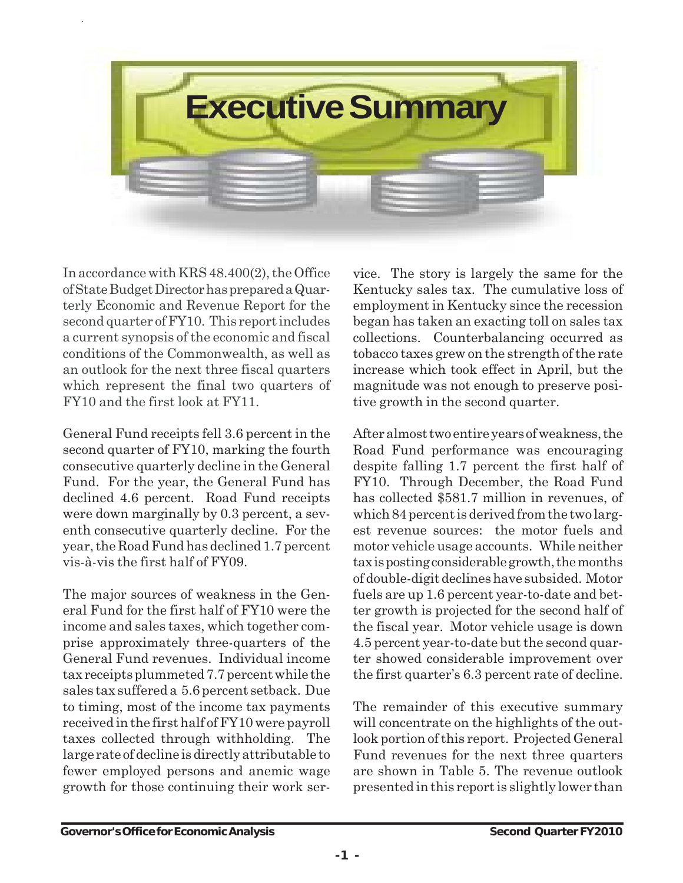# Executive Summary

In accordance with KRS 48.400(2), the Office of State Budget Director has prepared a Quarterly Economic and Revenue Report for the second quarter of FY10. This report includes a current synopsis of the economic and fiscal conditions of the Commonwealth, as well as an outlook for the next three fiscal quarters which represent the final two quarters of FY10 and the first look at FY11.

General Fund receipts fell 3.6 percent in the second quarter of FY10, marking the fourth consecutive quarterly decline in the General Fund. For the year, the General Fund has declined 4.6 percent. Road Fund receipts were down marginally by 0.3 percent, a seventh consecutive quarterly decline. For the year, the Road Fund has declined 1.7 percent vis-à-vis the first half of FY09.

The major sources of weakness in the General Fund for the first half of FY10 were the income and sales taxes, which together comprise approximately three-quarters of the General Fund revenues. Individual income tax receipts plummeted 7.7 percent while the sales tax suffered a 5.6 percent setback. Due to timing, most of the income tax payments received in the first half of FY10 were payroll taxes collected through withholding. The large rate of decline is directly attributable to fewer employed persons and anemic wage growth for those continuing their work service. The story is largely the same for the Kentucky sales tax. The cumulative loss of employment in Kentucky since the recession began has taken an exacting toll on sales tax collections. Counterbalancing occurred as tobacco taxes grew on the strength of the rate increase which took effect in April, but the magnitude was not enough to preserve positive growth in the second quarter.

After almost two entire years of weakness, the Road Fund performance was encouraging despite falling 1.7 percent the first half of FY10. Through December, the Road Fund has collected $581.7 million in revenues, of which 84 percent is derived from the two largest revenue sources: the motor fuels and motor vehicle usage accounts. While neither tax is posting considerable growth, the months of double-digit declines have subsided. Motor fuels are up 1.6 percent year-to-date and better growth is projected for the second half of the fiscal year. Motor vehicle usage is down 4.5 percent year-to-date but the second quarter showed considerable improvement over the first quarter's 6.3 percent rate of decline.

The remainder of this executive summary will concentrate on the highlights of the outlook portion of this report. Projected General Fund revenues for the next three quarters are shown in Table 5. The revenue outlook presented in this report is slightly lower than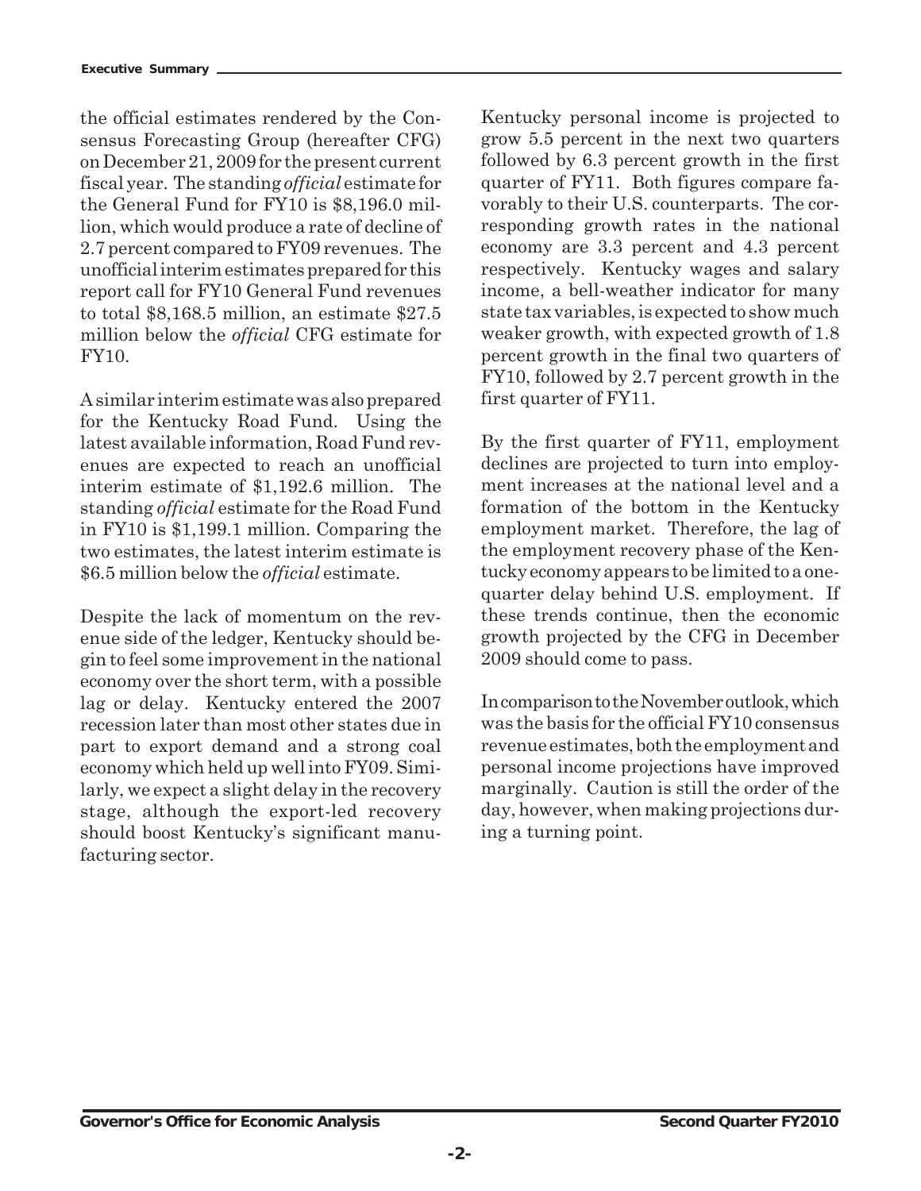the official estimates rendered by the Consensus Forecasting Group (hereafter CFG) on December 21, 2009 for the present current fiscal year. The standing *official* estimate for the General Fund for FY10 is $8,196.0 million, which would produce a rate of decline of 2.7 percent compared to FY09 revenues. The unofficial interim estimates prepared for this report call for FY10 General Fund revenues to total $8,168.5 million, an estimate $27.5 million below the *official* CFG estimate for FY10.

A similar interim estimate was also prepared for the Kentucky Road Fund. Using the latest available information, Road Fund revenues are expected to reach an unofficial interim estimate of $1,192.6 million. The standing *official* estimate for the Road Fund in FY10 is $1,199.1 million. Comparing the two estimates, the latest interim estimate is $6.5 million below the *official* estimate.

Despite the lack of momentum on the revenue side of the ledger, Kentucky should begin to feel some improvement in the national economy over the short term, with a possible lag or delay. Kentucky entered the 2007 recession later than most other states due in part to export demand and a strong coal economy which held up well into FY09. Similarly, we expect a slight delay in the recovery stage, although the export-led recovery should boost Kentucky's significant manufacturing sector.

Kentucky personal income is projected to grow 5.5 percent in the next two quarters followed by 6.3 percent growth in the first quarter of FY11. Both figures compare favorably to their U.S. counterparts. The corresponding growth rates in the national economy are 3.3 percent and 4.3 percent respectively. Kentucky wages and salary income, a bell-weather indicator for many state tax variables, is expected to show much weaker growth, with expected growth of 1.8 percent growth in the final two quarters of FY10, followed by 2.7 percent growth in the first quarter of FY11.

By the first quarter of FY11, employment declines are projected to turn into employment increases at the national level and a formation of the bottom in the Kentucky employment market. Therefore, the lag of the employment recovery phase of the Kentucky economy appears to be limited to a one-quarter delay behind U.S. employment. If these trends continue, then the economic growth projected by the CFG in December 2009 should come to pass.

In comparison to the November outlook, which was the basis for the official FY10 consensus revenue estimates, both the employment and personal income projections have improved marginally. Caution is still the order of the day, however, when making projections during a turning point.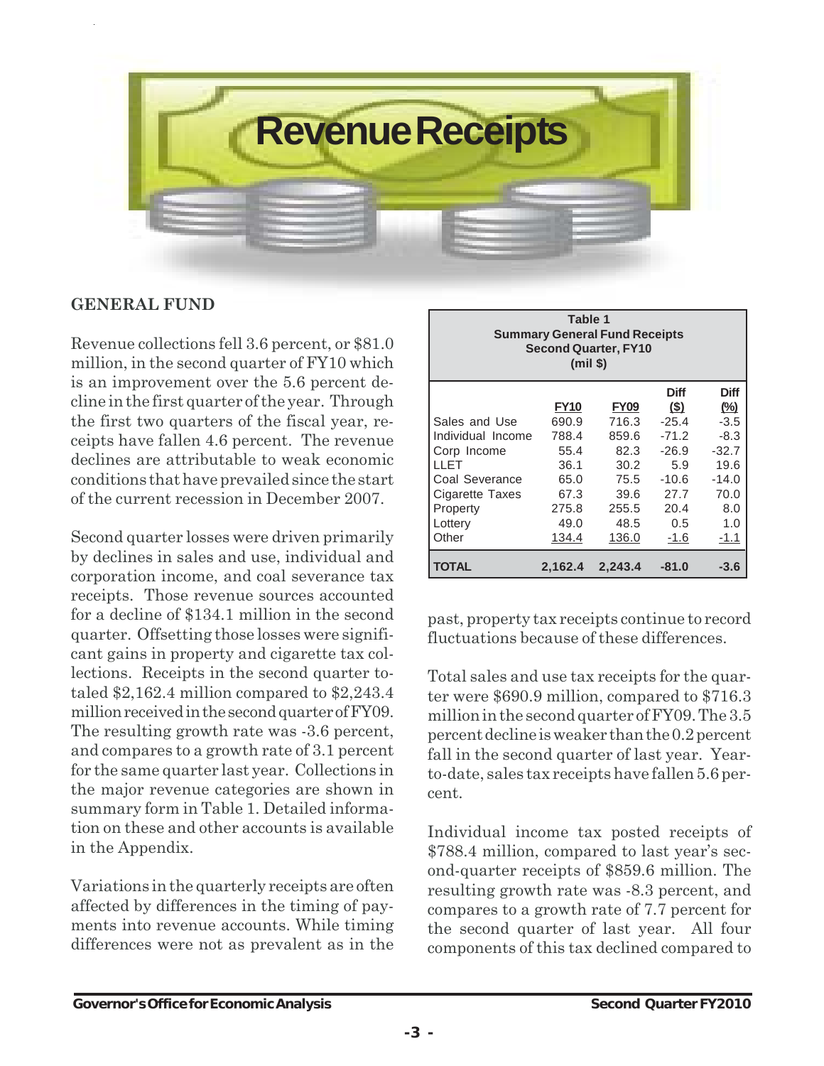# Revenue Receipts

## GENERAL FUND

Revenue collections fell 3.6 percent, or $81.0 million, in the second quarter of FY10 which is an improvement over the 5.6 percent decline in the first quarter of the year. Through the first two quarters of the fiscal year, receipts have fallen 4.6 percent. The revenue declines are attributable to weak economic conditions that have prevailed since the start of the current recession in December 2007.

Second quarter losses were driven primarily by declines in sales and use, individual and corporation income, and coal severance tax receipts. Those revenue sources accounted for a decline of $134.1 million in the second quarter. Offsetting those losses were significant gains in property and cigarette tax collections. Receipts in the second quarter totaled $2,162.4 million compared to $2,243.4 million received in the second quarter of FY09. The resulting growth rate was -3.6 percent, and compares to a growth rate of 3.1 percent for the same quarter last year. Collections in the major revenue categories are shown in summary form in Table 1. Detailed information on these and other accounts is available in the Appendix.

Variations in the quarterly receipts are often affected by differences in the timing of payments into revenue accounts. While timing differences were not as prevalent as in the past, property tax receipts continue to record fluctuations because of these differences.

**Table 1**
**Summary General Fund Receipts**
**Second Quarter, FY10**
**(mil $)**

| | FY10 | FY09 | Diff ($) | Diff (%) |
|---|---|---|---|---|
| Sales and Use | 690.9 | 716.3 | -25.4 | -3.5 |
| Individual Income | 788.4 | 859.6 | -71.2 | -8.3 |
| Corp Income | 55.4 | 82.3 | -26.9 | -32.7 |
| LLET | 36.1 | 30.2 | 5.9 | 19.6 |
| Coal Severance | 65.0 | 75.5 | -10.6 | -14.0 |
| Cigarette Taxes | 67.3 | 39.6 | 27.7 | 70.0 |
| Property | 275.8 | 255.5 | 20.4 | 8.0 |
| Lottery | 49.0 | 48.5 | 0.5 | 1.0 |
| Other | 134.4 | 136.0 | -1.6 | -1.1 |
| **TOTAL** | **2,162.4** | **2,243.4** | **-81.0** | **-3.6** |

Total sales and use tax receipts for the quarter were $690.9 million, compared to $716.3 million in the second quarter of FY09. The 3.5 percent decline is weaker than the 0.2 percent fall in the second quarter of last year. Year-to-date, sales tax receipts have fallen 5.6 percent.

Individual income tax posted receipts of $788.4 million, compared to last year's second-quarter receipts of $859.6 million. The resulting growth rate was -8.3 percent, and compares to a growth rate of 7.7 percent for the second quarter of last year. All four components of this tax declined compared to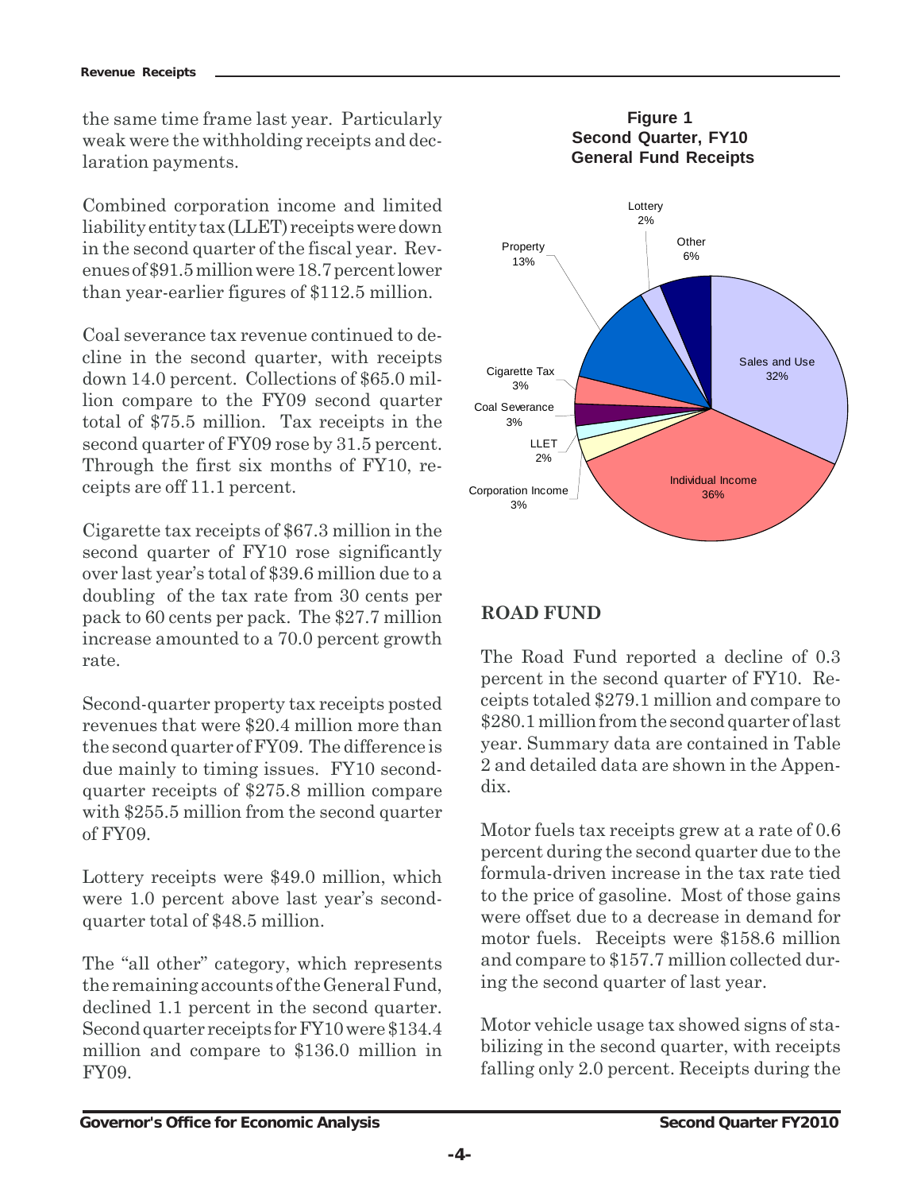the same time frame last year. Particularly weak were the withholding receipts and declaration payments.

Combined corporation income and limited liability entity tax (LLET) receipts were down in the second quarter of the fiscal year. Revenues of $91.5 million were 18.7 percent lower than year-earlier figures of $112.5 million.

Coal severance tax revenue continued to decline in the second quarter, with receipts down 14.0 percent. Collections of $65.0 million compare to the FY09 second quarter total of $75.5 million. Tax receipts in the second quarter of FY09 rose by 31.5 percent. Through the first six months of FY10, receipts are off 11.1 percent.

Cigarette tax receipts of $67.3 million in the second quarter of FY10 rose significantly over last year's total of $39.6 million due to a doubling of the tax rate from 30 cents per pack to 60 cents per pack. The $27.7 million increase amounted to a 70.0 percent growth rate.

Second-quarter property tax receipts posted revenues that were $20.4 million more than the second quarter of FY09. The difference is due mainly to timing issues. FY10 second-quarter receipts of $275.8 million compare with $255.5 million from the second quarter of FY09.

Lottery receipts were $49.0 million, which were 1.0 percent above last year's second-quarter total of $48.5 million.

The "all other" category, which represents the remaining accounts of the General Fund, declined 1.1 percent in the second quarter. Second quarter receipts for FY10 were $134.4 million and compare to $136.0 million in FY09.

**Figure 1**
**Second Quarter, FY10**
**General Fund Receipts**

| Category | Share |
|---|---|
| Sales and Use | 32% |
| Individual Income | 36% |
| Corporation Income | 3% |
| LLET | 2% |
| Coal Severance | 3% |
| Cigarette Tax | 3% |
| Property | 13% |
| Lottery | 2% |
| Other | 6% |

## ROAD FUND

The Road Fund reported a decline of 0.3 percent in the second quarter of FY10. Receipts totaled $279.1 million and compare to $280.1 million from the second quarter of last year. Summary data are contained in Table 2 and detailed data are shown in the Appendix.

Motor fuels tax receipts grew at a rate of 0.6 percent during the second quarter due to the formula-driven increase in the tax rate tied to the price of gasoline. Most of those gains were offset due to a decrease in demand for motor fuels. Receipts were $158.6 million and compare to $157.7 million collected during the second quarter of last year.

Motor vehicle usage tax showed signs of stabilizing in the second quarter, with receipts falling only 2.0 percent. Receipts during the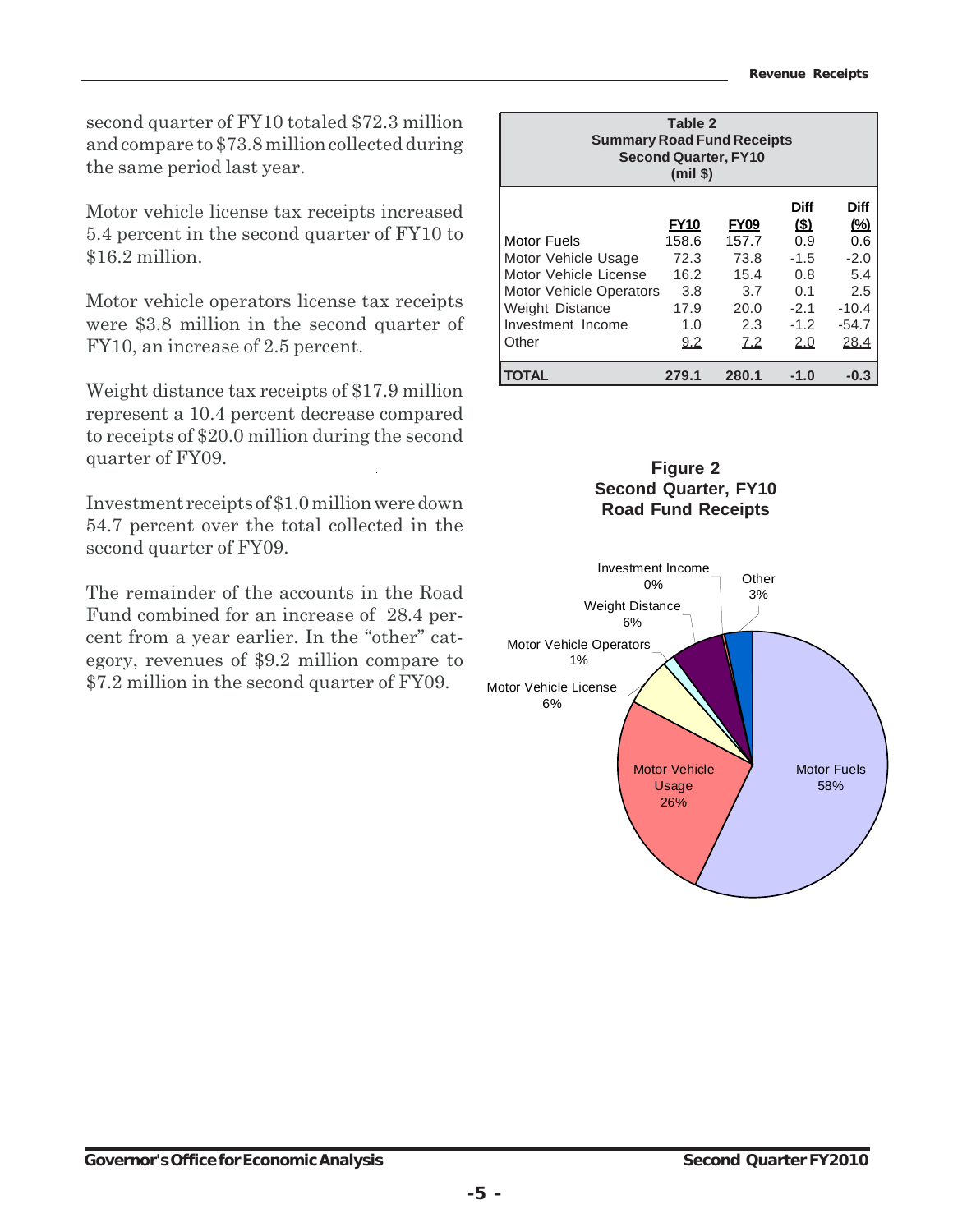second quarter of FY10 totaled $72.3 million and compare to $73.8 million collected during the same period last year.

Motor vehicle license tax receipts increased 5.4 percent in the second quarter of FY10 to $16.2 million.

Motor vehicle operators license tax receipts were $3.8 million in the second quarter of FY10, an increase of 2.5 percent.

Weight distance tax receipts of $17.9 million represent a 10.4 percent decrease compared to receipts of $20.0 million during the second quarter of FY09.

Investment receipts of $1.0 million were down 54.7 percent over the total collected in the second quarter of FY09.

The remainder of the accounts in the Road Fund combined for an increase of 28.4 percent from a year earlier. In the "other" category, revenues of $9.2 million compare to $7.2 million in the second quarter of FY09.

**Table 2**
**Summary Road Fund Receipts**
**Second Quarter, FY10**
**(mil $)**

| | FY10 | FY09 | Diff ($) | Diff (%) |
|---|---|---|---|---|
| Motor Fuels | 158.6 | 157.7 | 0.9 | 0.6 |
| Motor Vehicle Usage | 72.3 | 73.8 | -1.5 | -2.0 |
| Motor Vehicle License | 16.2 | 15.4 | 0.8 | 5.4 |
| Motor Vehicle Operators | 3.8 | 3.7 | 0.1 | 2.5 |
| Weight Distance | 17.9 | 20.0 | -2.1 | -10.4 |
| Investment Income | 1.0 | 2.3 | -1.2 | -54.7 |
| Other | 9.2 | 7.2 | 2.0 | 28.4 |
| **TOTAL** | **279.1** | **280.1** | **-1.0** | **-0.3** |

**Figure 2**
**Second Quarter, FY10**
**Road Fund Receipts**

| Category | Share |
|---|---|
| Motor Fuels | 58% |
| Motor Vehicle Usage | 26% |
| Motor Vehicle License | 6% |
| Motor Vehicle Operators | 1% |
| Weight Distance | 6% |
| Investment Income | 0% |
| Other | 3% |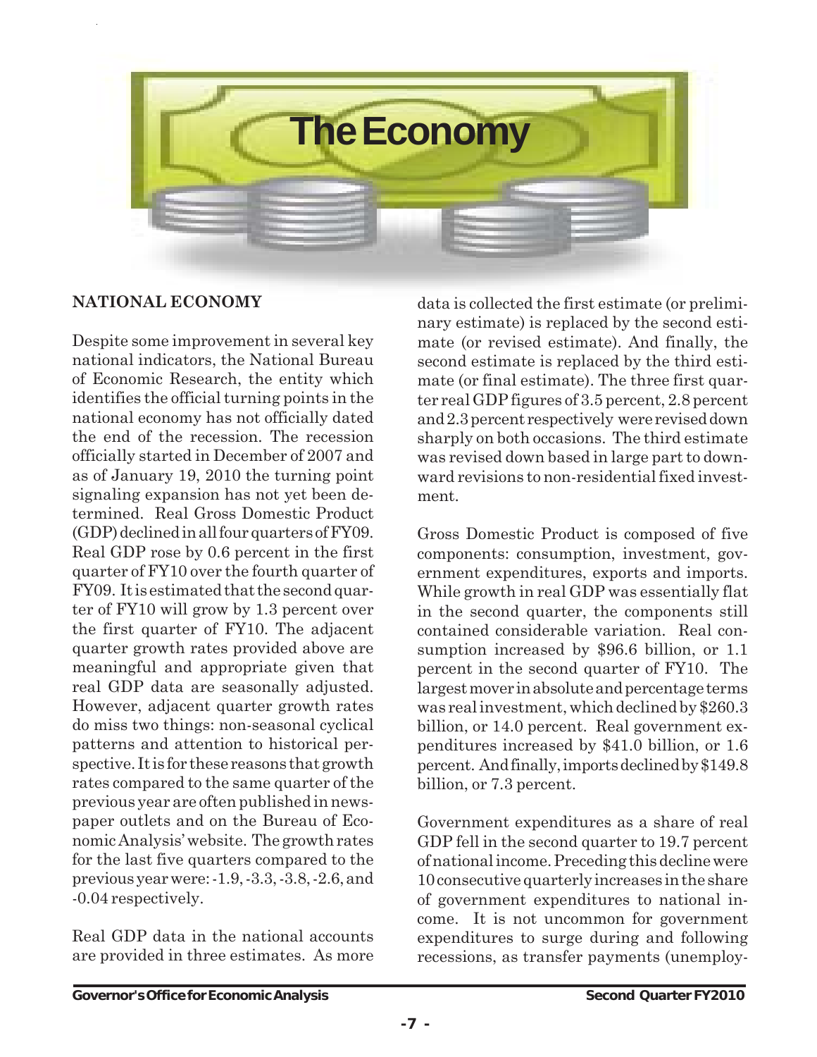# The Economy

## NATIONAL ECONOMY

Despite some improvement in several key national indicators, the National Bureau of Economic Research, the entity which identifies the official turning points in the national economy has not officially dated the end of the recession. The recession officially started in December of 2007 and as of January 19, 2010 the turning point signaling expansion has not yet been determined. Real Gross Domestic Product (GDP) declined in all four quarters of FY09. Real GDP rose by 0.6 percent in the first quarter of FY10 over the fourth quarter of FY09. It is estimated that the second quarter of FY10 will grow by 1.3 percent over the first quarter of FY10. The adjacent quarter growth rates provided above are meaningful and appropriate given that real GDP data are seasonally adjusted. However, adjacent quarter growth rates do miss two things: non-seasonal cyclical patterns and attention to historical perspective. It is for these reasons that growth rates compared to the same quarter of the previous year are often published in newspaper outlets and on the Bureau of Economic Analysis' website. The growth rates for the last five quarters compared to the previous year were: -1.9, -3.3, -3.8, -2.6, and -0.04 respectively.

Real GDP data in the national accounts are provided in three estimates. As more data is collected the first estimate (or preliminary estimate) is replaced by the second estimate (or revised estimate). And finally, the second estimate is replaced by the third estimate (or final estimate). The three first quarter real GDP figures of 3.5 percent, 2.8 percent and 2.3 percent respectively were revised down sharply on both occasions. The third estimate was revised down based in large part to downward revisions to non-residential fixed investment.

Gross Domestic Product is composed of five components: consumption, investment, government expenditures, exports and imports. While growth in real GDP was essentially flat in the second quarter, the components still contained considerable variation. Real consumption increased by $96.6 billion, or 1.1 percent in the second quarter of FY10. The largest mover in absolute and percentage terms was real investment, which declined by $260.3 billion, or 14.0 percent. Real government expenditures increased by $41.0 billion, or 1.6 percent. And finally, imports declined by $149.8 billion, or 7.3 percent.

Government expenditures as a share of real GDP fell in the second quarter to 19.7 percent of national income. Preceding this decline were 10 consecutive quarterly increases in the share of government expenditures to national income. It is not uncommon for government expenditures to surge during and following recessions, as transfer payments (unemploy-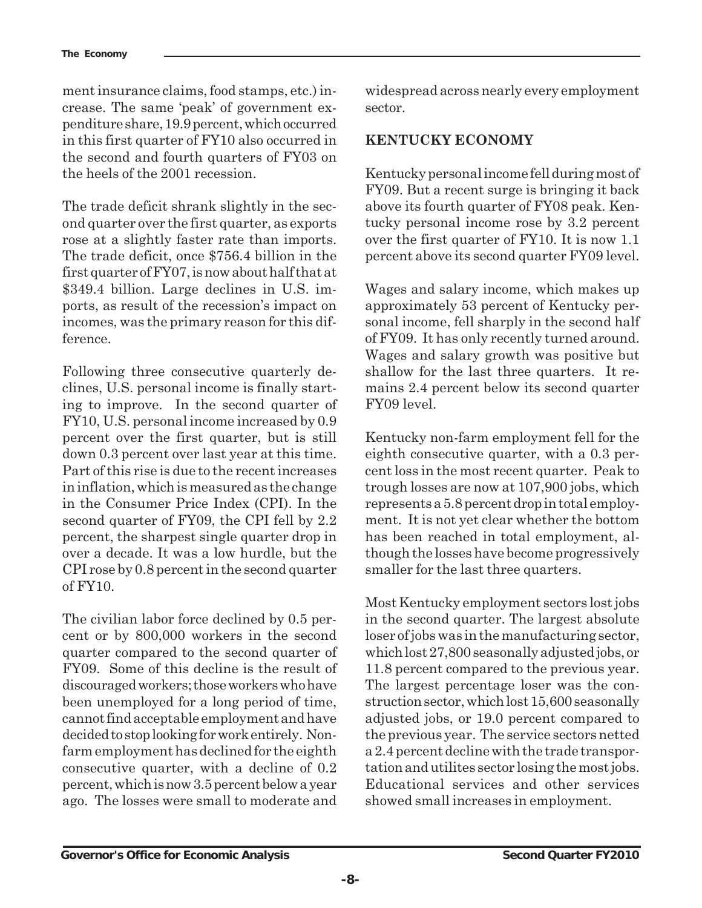ment insurance claims, food stamps, etc.) increase. The same 'peak' of government expenditure share, 19.9 percent, which occurred in this first quarter of FY10 also occurred in the second and fourth quarters of FY03 on the heels of the 2001 recession.

The trade deficit shrank slightly in the second quarter over the first quarter, as exports rose at a slightly faster rate than imports. The trade deficit, once $756.4 billion in the first quarter of FY07, is now about half that at $349.4 billion. Large declines in U.S. imports, as result of the recession's impact on incomes, was the primary reason for this difference.

Following three consecutive quarterly declines, U.S. personal income is finally starting to improve. In the second quarter of FY10, U.S. personal income increased by 0.9 percent over the first quarter, but is still down 0.3 percent over last year at this time. Part of this rise is due to the recent increases in inflation, which is measured as the change in the Consumer Price Index (CPI). In the second quarter of FY09, the CPI fell by 2.2 percent, the sharpest single quarter drop in over a decade. It was a low hurdle, but the CPI rose by 0.8 percent in the second quarter of FY10.

The civilian labor force declined by 0.5 percent or by 800,000 workers in the second quarter compared to the second quarter of FY09. Some of this decline is the result of discouraged workers; those workers who have been unemployed for a long period of time, cannot find acceptable employment and have decided to stop looking for work entirely. Nonfarm employment has declined for the eighth consecutive quarter, with a decline of 0.2 percent, which is now 3.5 percent below a year ago. The losses were small to moderate and widespread across nearly every employment sector.

## KENTUCKY ECONOMY

Kentucky personal income fell during most of FY09. But a recent surge is bringing it back above its fourth quarter of FY08 peak. Kentucky personal income rose by 3.2 percent over the first quarter of FY10. It is now 1.1 percent above its second quarter FY09 level.

Wages and salary income, which makes up approximately 53 percent of Kentucky personal income, fell sharply in the second half of FY09. It has only recently turned around. Wages and salary growth was positive but shallow for the last three quarters. It remains 2.4 percent below its second quarter FY09 level.

Kentucky non-farm employment fell for the eighth consecutive quarter, with a 0.3 percent loss in the most recent quarter. Peak to trough losses are now at 107,900 jobs, which represents a 5.8 percent drop in total employment. It is not yet clear whether the bottom has been reached in total employment, although the losses have become progressively smaller for the last three quarters.

Most Kentucky employment sectors lost jobs in the second quarter. The largest absolute loser of jobs was in the manufacturing sector, which lost 27,800 seasonally adjusted jobs, or 11.8 percent compared to the previous year. The largest percentage loser was the construction sector, which lost 15,600 seasonally adjusted jobs, or 19.0 percent compared to the previous year. The service sectors netted a 2.4 percent decline with the trade transportation and utilites sector losing the most jobs. Educational services and other services showed small increases in employment.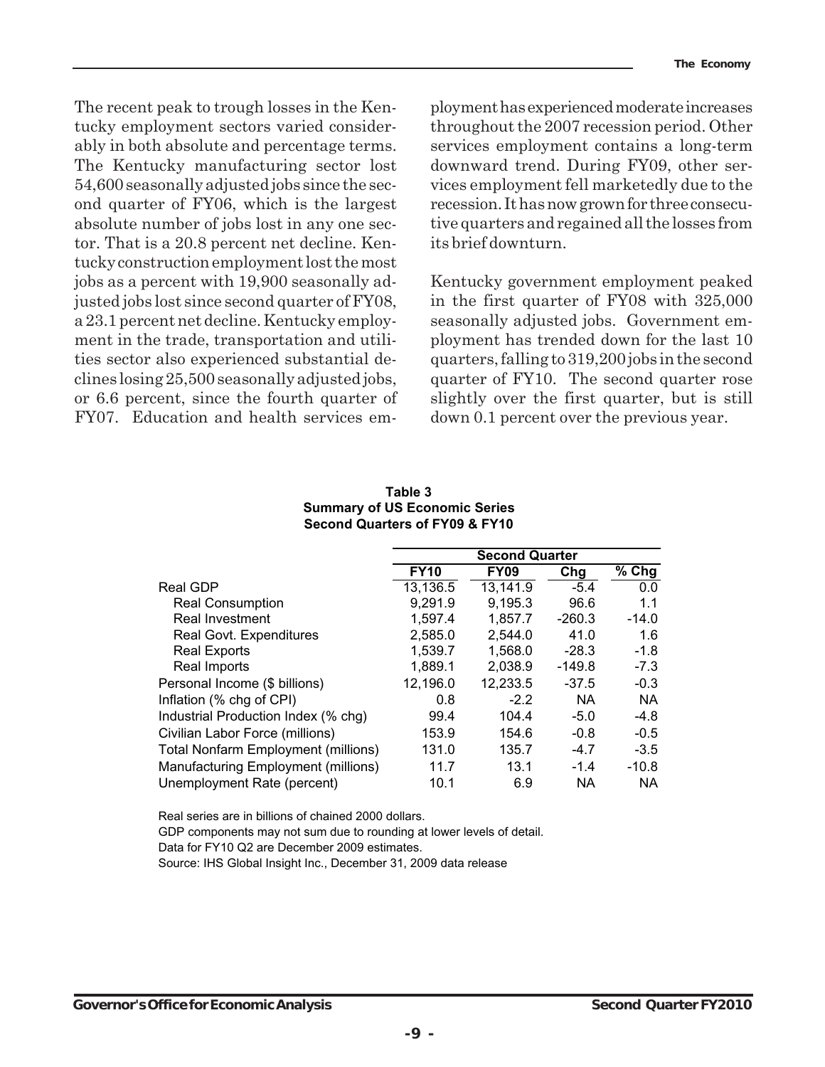The recent peak to trough losses in the Kentucky employment sectors varied considerably in both absolute and percentage terms. The Kentucky manufacturing sector lost 54,600 seasonally adjusted jobs since the second quarter of FY06, which is the largest absolute number of jobs lost in any one sector. That is a 20.8 percent net decline. Kentucky construction employment lost the most jobs as a percent with 19,900 seasonally adjusted jobs lost since second quarter of FY08, a 23.1 percent net decline. Kentucky employment in the trade, transportation and utilities sector also experienced substantial declines losing 25,500 seasonally adjusted jobs, or 6.6 percent, since the fourth quarter of FY07. Education and health services employment has experienced moderate increases throughout the 2007 recession period. Other services employment contains a long-term downward trend. During FY09, other services employment fell marketedly due to the recession. It has now grown for three consecutive quarters and regained all the losses from its brief downturn.

Kentucky government employment peaked in the first quarter of FY08 with 325,000 seasonally adjusted jobs. Government employment has trended down for the last 10 quarters, falling to 319,200 jobs in the second quarter of FY10. The second quarter rose slightly over the first quarter, but is still down 0.1 percent over the previous year.

**Table 3**
**Summary of US Economic Series**
**Second Quarters of FY09 & FY10**

| | Second Quarter | | | |
|---|---|---|---|---|
| | FY10 | FY09 | Chg | % Chg |
| Real GDP | 13,136.5 | 13,141.9 | -5.4 | 0.0 |
| Real Consumption | 9,291.9 | 9,195.3 | 96.6 | 1.1 |
| Real Investment | 1,597.4 | 1,857.7 | -260.3 | -14.0 |
| Real Govt. Expenditures | 2,585.0 | 2,544.0 | 41.0 | 1.6 |
| Real Exports | 1,539.7 | 1,568.0 | -28.3 | -1.8 |
| Real Imports | 1,889.1 | 2,038.9 | -149.8 | -7.3 |
| Personal Income ($ billions) | 12,196.0 | 12,233.5 | -37.5 | -0.3 |
| Inflation (% chg of CPI) | 0.8 | -2.2 | NA | NA |
| Industrial Production Index (% chg) | 99.4 | 104.4 | -5.0 | -4.8 |
| Civilian Labor Force (millions) | 153.9 | 154.6 | -0.8 | -0.5 |
| Total Nonfarm Employment (millions) | 131.0 | 135.7 | -4.7 | -3.5 |
| Manufacturing Employment (millions) | 11.7 | 13.1 | -1.4 | -10.8 |
| Unemployment Rate (percent) | 10.1 | 6.9 | NA | NA |

Real series are in billions of chained 2000 dollars.
GDP components may not sum due to rounding at lower levels of detail.
Data for FY10 Q2 are December 2009 estimates.
Source: IHS Global Insight Inc., December 31, 2009 data release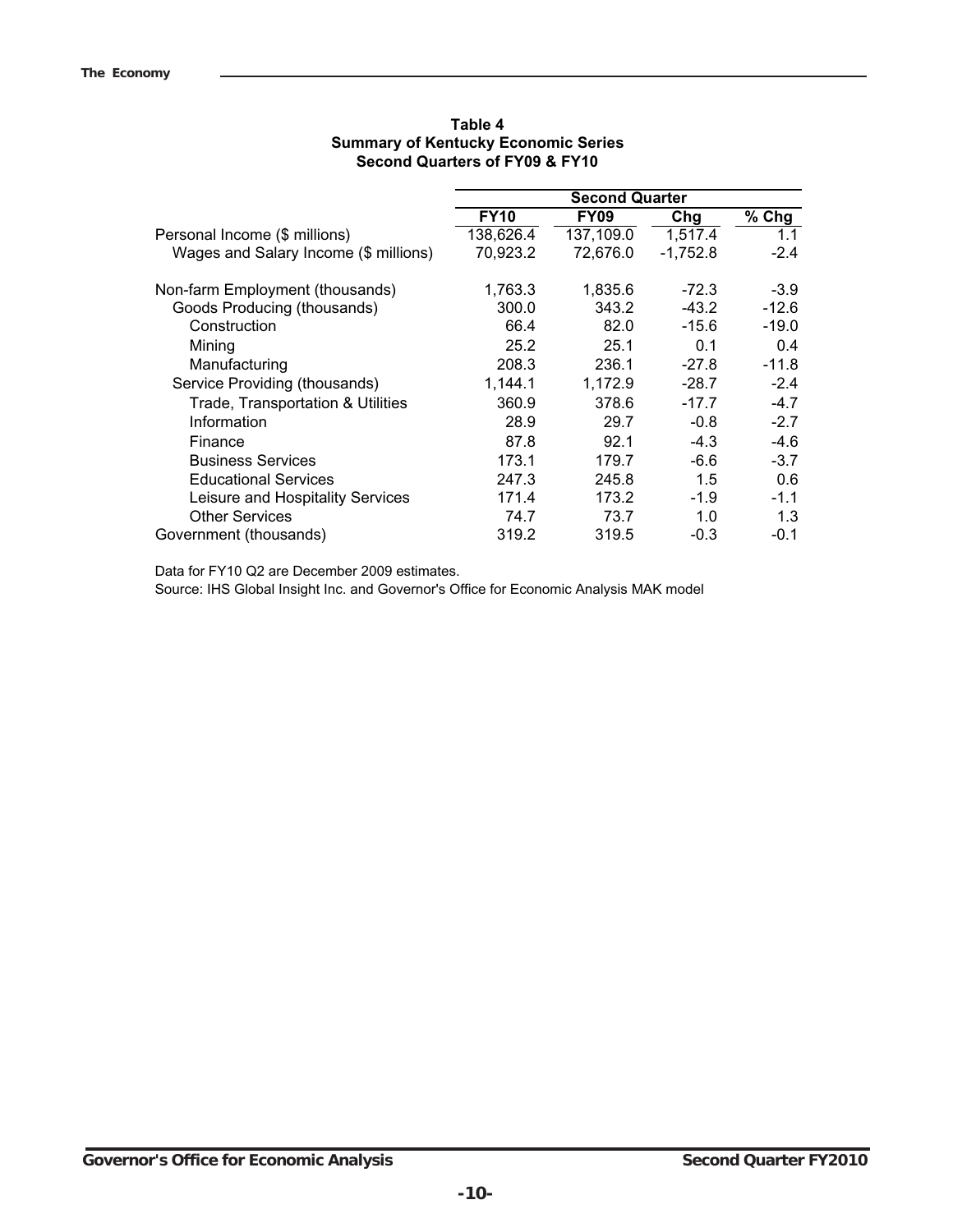**Table 4**
**Summary of Kentucky Economic Series**
**Second Quarters of FY09 & FY10**

| | Second Quarter | | | |
|---|---|---|---|---|
| | FY10 | FY09 | Chg | % Chg |
| Personal Income ($ millions) | 138,626.4 | 137,109.0 | 1,517.4 | 1.1 |
| Wages and Salary Income ($ millions) | 70,923.2 | 72,676.0 | -1,752.8 | -2.4 |
| | | | | |
| Non-farm Employment (thousands) | 1,763.3 | 1,835.6 | -72.3 | -3.9 |
| Goods Producing (thousands) | 300.0 | 343.2 | -43.2 | -12.6 |
| Construction | 66.4 | 82.0 | -15.6 | -19.0 |
| Mining | 25.2 | 25.1 | 0.1 | 0.4 |
| Manufacturing | 208.3 | 236.1 | -27.8 | -11.8 |
| Service Providing (thousands) | 1,144.1 | 1,172.9 | -28.7 | -2.4 |
| Trade, Transportation & Utilities | 360.9 | 378.6 | -17.7 | -4.7 |
| Information | 28.9 | 29.7 | -0.8 | -2.7 |
| Finance | 87.8 | 92.1 | -4.3 | -4.6 |
| Business Services | 173.1 | 179.7 | -6.6 | -3.7 |
| Educational Services | 247.3 | 245.8 | 1.5 | 0.6 |
| Leisure and Hospitality Services | 171.4 | 173.2 | -1.9 | -1.1 |
| Other Services | 74.7 | 73.7 | 1.0 | 1.3 |
| Government (thousands) | 319.2 | 319.5 | -0.3 | -0.1 |

Data for FY10 Q2 are December 2009 estimates.
Source: IHS Global Insight Inc. and Governor's Office for Economic Analysis MAK model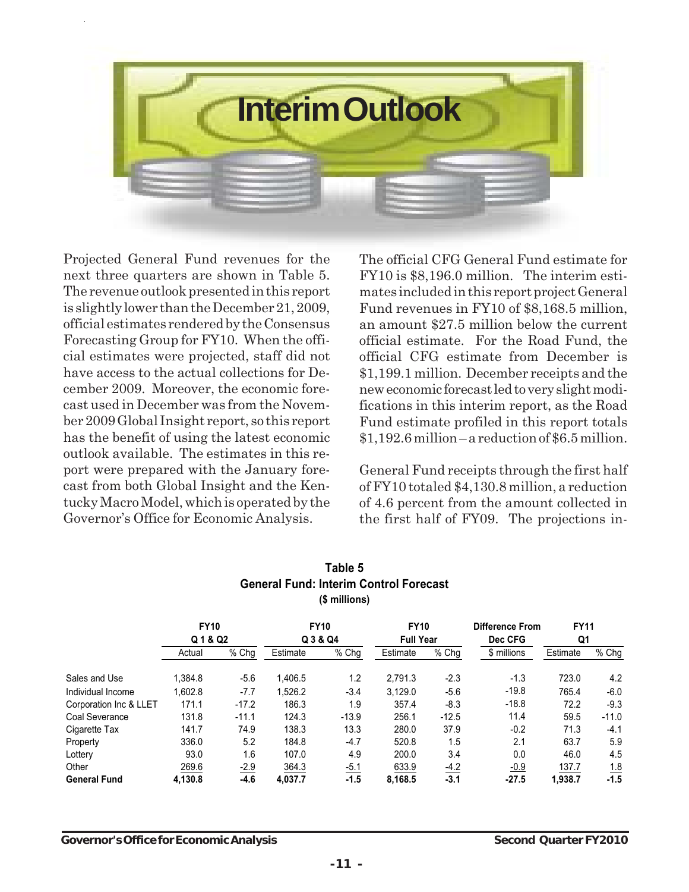# Interim Outlook

Projected General Fund revenues for the next three quarters are shown in Table 5. The revenue outlook presented in this report is slightly lower than the December 21, 2009, official estimates rendered by the Consensus Forecasting Group for FY10. When the official estimates were projected, staff did not have access to the actual collections for December 2009. Moreover, the economic forecast used in December was from the November 2009 Global Insight report, so this report has the benefit of using the latest economic outlook available. The estimates in this report were prepared with the January forecast from both Global Insight and the Kentucky Macro Model, which is operated by the Governor's Office for Economic Analysis.

The official CFG General Fund estimate for FY10 is $8,196.0 million. The interim estimates included in this report project General Fund revenues in FY10 of $8,168.5 million, an amount $27.5 million below the current official estimate. For the Road Fund, the official CFG estimate from December is $1,199.1 million. December receipts and the new economic forecast led to very slight modifications in this interim report, as the Road Fund estimate profiled in this report totals $1,192.6 million – a reduction of $6.5 million.

General Fund receipts through the first half of FY10 totaled $4,130.8 million, a reduction of 4.6 percent from the amount collected in the first half of FY09. The projections in-

**Table 5**
**General Fund: Interim Control Forecast**
**($ millions)**

| | FY10 Q 1 & Q2 | | FY10 Q 3 & Q4 | | FY10 Full Year | | Difference From Dec CFG | FY11 Q1 | |
|---|---|---|---|---|---|---|---|---|---|
| | Actual | % Chg | Estimate | % Chg | Estimate | % Chg | $ millions | Estimate | % Chg |
| Sales and Use | 1,384.8 | -5.6 | 1,406.5 | 1.2 | 2,791.3 | -2.3 | -1.3 | 723.0 | 4.2 |
| Individual Income | 1,602.8 | -7.7 | 1,526.2 | -3.4 | 3,129.0 | -5.6 | -19.8 | 765.4 | -6.0 |
| Corporation Inc & LLET | 171.1 | -17.2 | 186.3 | 1.9 | 357.4 | -8.3 | -18.8 | 72.2 | -9.3 |
| Coal Severance | 131.8 | -11.1 | 124.3 | -13.9 | 256.1 | -12.5 | 11.4 | 59.5 | -11.0 |
| Cigarette Tax | 141.7 | 74.9 | 138.3 | 13.3 | 280.0 | 37.9 | -0.2 | 71.3 | -4.1 |
| Property | 336.0 | 5.2 | 184.8 | -4.7 | 520.8 | 1.5 | 2.1 | 63.7 | 5.9 |
| Lottery | 93.0 | 1.6 | 107.0 | 4.9 | 200.0 | 3.4 | 0.0 | 46.0 | 4.5 |
| Other | 269.6 | -2.9 | 364.3 | -5.1 | 633.9 | -4.2 | -0.9 | 137.7 | 1.8 |
| **General Fund** | **4,130.8** | **-4.6** | **4,037.7** | **-1.5** | **8,168.5** | **-3.1** | **-27.5** | **1,938.7** | **-1.5** |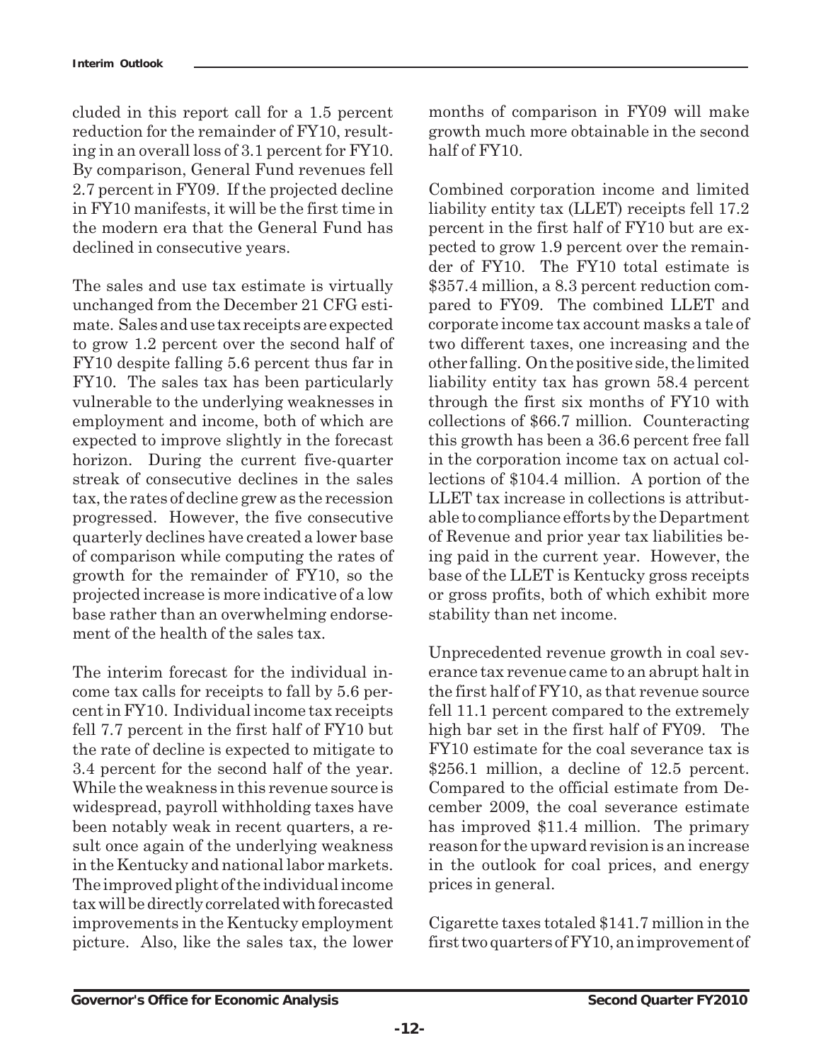cluded in this report call for a 1.5 percent reduction for the remainder of FY10, resulting in an overall loss of 3.1 percent for FY10. By comparison, General Fund revenues fell 2.7 percent in FY09. If the projected decline in FY10 manifests, it will be the first time in the modern era that the General Fund has declined in consecutive years.

The sales and use tax estimate is virtually unchanged from the December 21 CFG estimate. Sales and use tax receipts are expected to grow 1.2 percent over the second half of FY10 despite falling 5.6 percent thus far in FY10. The sales tax has been particularly vulnerable to the underlying weaknesses in employment and income, both of which are expected to improve slightly in the forecast horizon. During the current five-quarter streak of consecutive declines in the sales tax, the rates of decline grew as the recession progressed. However, the five consecutive quarterly declines have created a lower base of comparison while computing the rates of growth for the remainder of FY10, so the projected increase is more indicative of a low base rather than an overwhelming endorsement of the health of the sales tax.

The interim forecast for the individual income tax calls for receipts to fall by 5.6 percent in FY10. Individual income tax receipts fell 7.7 percent in the first half of FY10 but the rate of decline is expected to mitigate to 3.4 percent for the second half of the year. While the weakness in this revenue source is widespread, payroll withholding taxes have been notably weak in recent quarters, a result once again of the underlying weakness in the Kentucky and national labor markets. The improved plight of the individual income tax will be directly correlated with forecasted improvements in the Kentucky employment picture. Also, like the sales tax, the lower months of comparison in FY09 will make growth much more obtainable in the second half of FY10.

Combined corporation income and limited liability entity tax (LLET) receipts fell 17.2 percent in the first half of FY10 but are expected to grow 1.9 percent over the remainder of FY10. The FY10 total estimate is \$357.4 million, a 8.3 percent reduction compared to FY09. The combined LLET and corporate income tax account masks a tale of two different taxes, one increasing and the other falling. On the positive side, the limited liability entity tax has grown 58.4 percent through the first six months of FY10 with collections of \$66.7 million. Counteracting this growth has been a 36.6 percent free fall in the corporation income tax on actual collections of \$104.4 million. A portion of the LLET tax increase in collections is attributable to compliance efforts by the Department of Revenue and prior year tax liabilities being paid in the current year. However, the base of the LLET is Kentucky gross receipts or gross profits, both of which exhibit more stability than net income.

Unprecedented revenue growth in coal severance tax revenue came to an abrupt halt in the first half of FY10, as that revenue source fell 11.1 percent compared to the extremely high bar set in the first half of FY09. The FY10 estimate for the coal severance tax is \$256.1 million, a decline of 12.5 percent. Compared to the official estimate from December 2009, the coal severance estimate has improved \$11.4 million. The primary reason for the upward revision is an increase in the outlook for coal prices, and energy prices in general.

Cigarette taxes totaled \$141.7 million in the first two quarters of FY10, an improvement of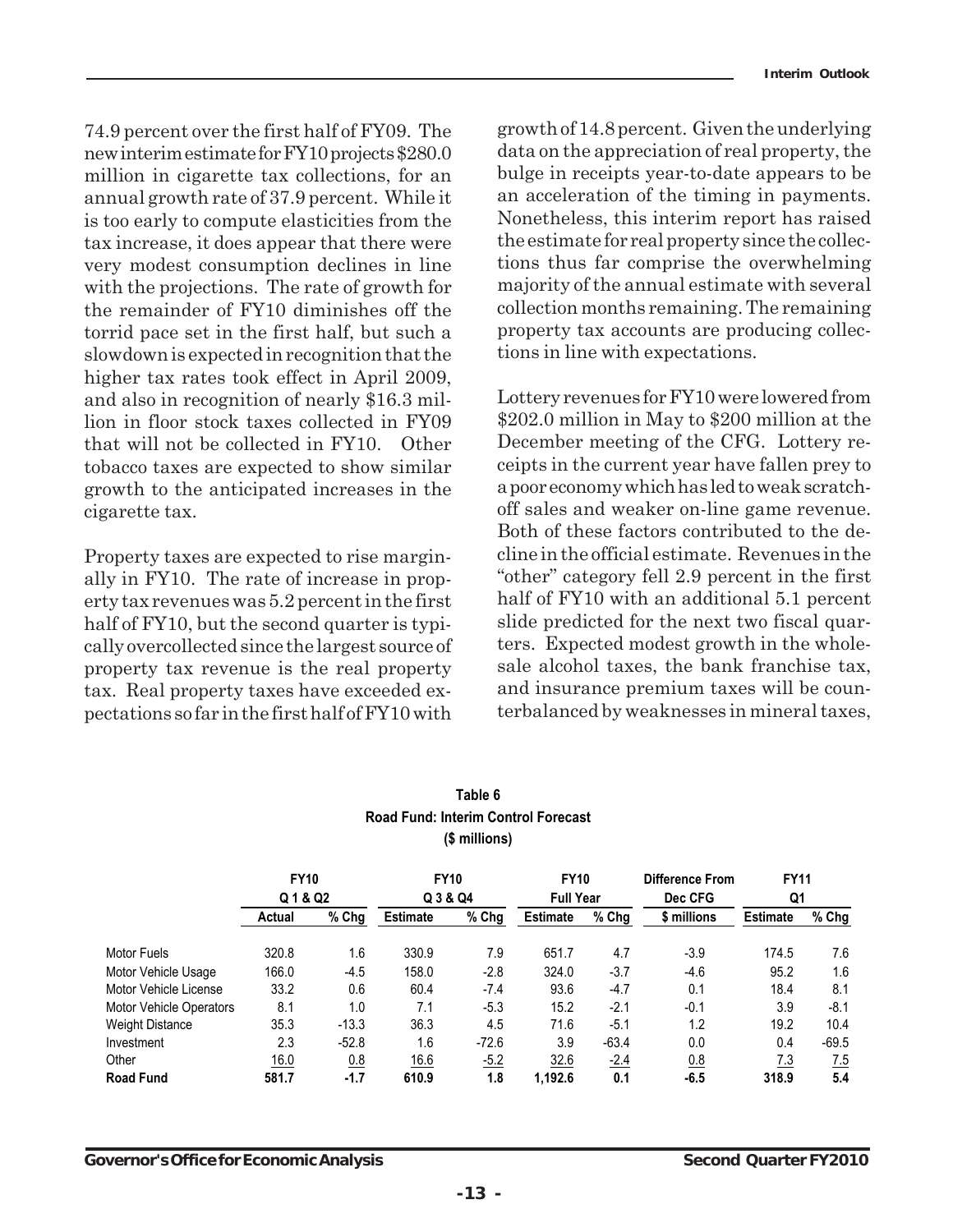74.9 percent over the first half of FY09. The new interim estimate for FY10 projects $280.0 million in cigarette tax collections, for an annual growth rate of 37.9 percent. While it is too early to compute elasticities from the tax increase, it does appear that there were very modest consumption declines in line with the projections. The rate of growth for the remainder of FY10 diminishes off the torrid pace set in the first half, but such a slowdown is expected in recognition that the higher tax rates took effect in April 2009, and also in recognition of nearly $16.3 million in floor stock taxes collected in FY09 that will not be collected in FY10. Other tobacco taxes are expected to show similar growth to the anticipated increases in the cigarette tax.

Property taxes are expected to rise marginally in FY10. The rate of increase in property tax revenues was 5.2 percent in the first half of FY10, but the second quarter is typically overcollected since the largest source of property tax revenue is the real property tax. Real property taxes have exceeded expectations so far in the first half of FY10 with growth of 14.8 percent. Given the underlying data on the appreciation of real property, the bulge in receipts year-to-date appears to be an acceleration of the timing in payments. Nonetheless, this interim report has raised the estimate for real property since the collections thus far comprise the overwhelming majority of the annual estimate with several collection months remaining. The remaining property tax accounts are producing collections in line with expectations.

Lottery revenues for FY10 were lowered from $202.0 million in May to $200 million at the December meeting of the CFG. Lottery receipts in the current year have fallen prey to a poor economy which has led to weak scratch-off sales and weaker on-line game revenue. Both of these factors contributed to the decline in the official estimate. Revenues in the "other" category fell 2.9 percent in the first half of FY10 with an additional 5.1 percent slide predicted for the next two fiscal quarters. Expected modest growth in the wholesale alcohol taxes, the bank franchise tax, and insurance premium taxes will be counterbalanced by weaknesses in mineral taxes,

**Table 6**
**Road Fund: Interim Control Forecast**
**($ millions)**

| | FY10 Q 1 & Q2 | | FY10 Q 3 & Q4 | | FY10 Full Year | | Difference From Dec CFG | FY11 Q1 | |
|---|---|---|---|---|---|---|---|---|---|
| | Actual | % Chg | Estimate | % Chg | Estimate | % Chg | $ millions | Estimate | % Chg |
| Motor Fuels | 320.8 | 1.6 | 330.9 | 7.9 | 651.7 | 4.7 | -3.9 | 174.5 | 7.6 |
| Motor Vehicle Usage | 166.0 | -4.5 | 158.0 | -2.8 | 324.0 | -3.7 | -4.6 | 95.2 | 1.6 |
| Motor Vehicle License | 33.2 | 0.6 | 60.4 | -7.4 | 93.6 | -4.7 | 0.1 | 18.4 | 8.1 |
| Motor Vehicle Operators | 8.1 | 1.0 | 7.1 | -5.3 | 15.2 | -2.1 | -0.1 | 3.9 | -8.1 |
| Weight Distance | 35.3 | -13.3 | 36.3 | 4.5 | 71.6 | -5.1 | 1.2 | 19.2 | 10.4 |
| Investment | 2.3 | -52.8 | 1.6 | -72.6 | 3.9 | -63.4 | 0.0 | 0.4 | -69.5 |
| Other | 16.0 | 0.8 | 16.6 | -5.2 | 32.6 | -2.4 | 0.8 | 7.3 | 7.5 |
| **Road Fund** | **581.7** | **-1.7** | **610.9** | **1.8** | **1,192.6** | **0.1** | **-6.5** | **318.9** | **5.4** |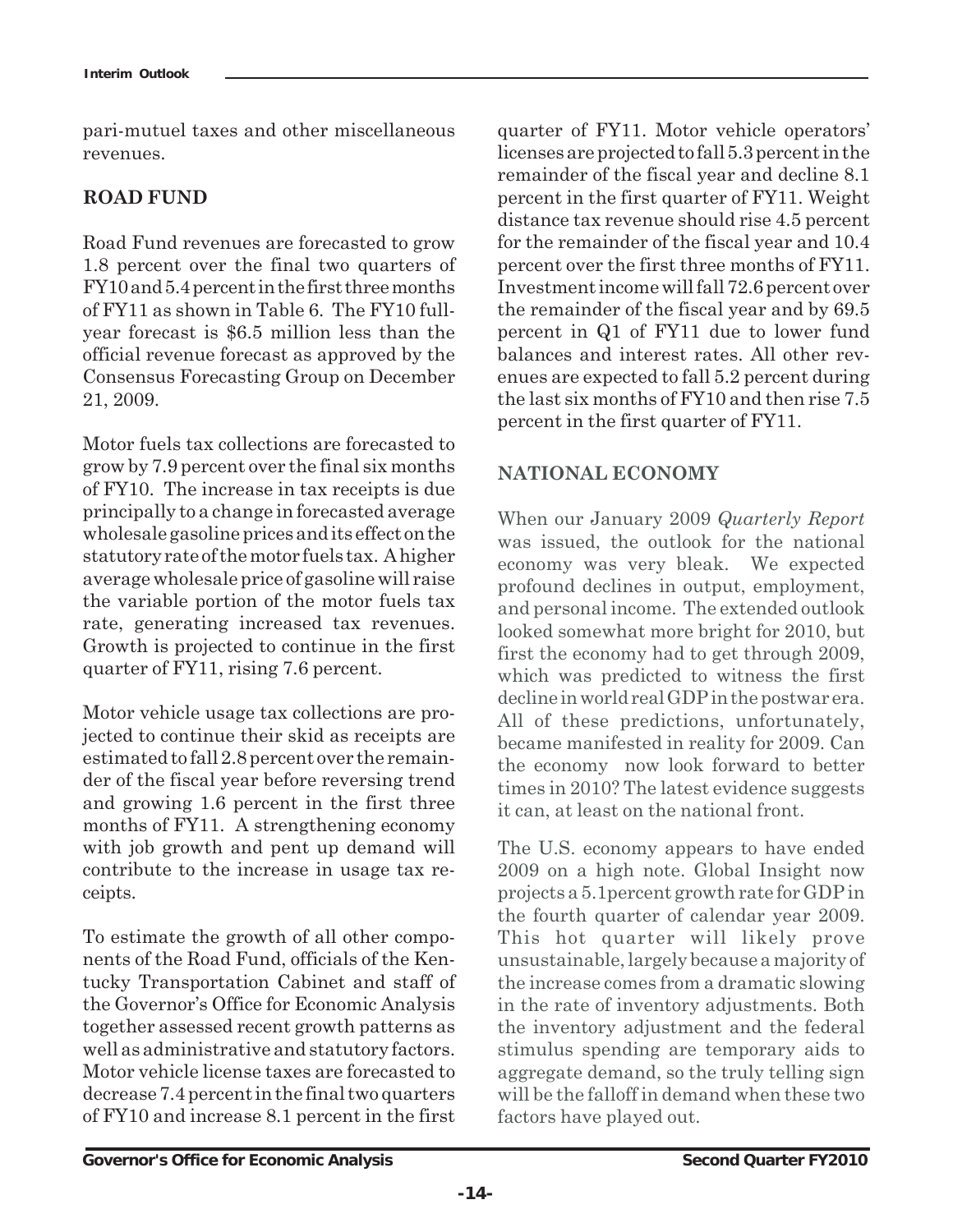pari-mutuel taxes and other miscellaneous revenues.

## ROAD FUND

Road Fund revenues are forecasted to grow 1.8 percent over the final two quarters of FY10 and 5.4 percent in the first three months of FY11 as shown in Table 6. The FY10 full-year forecast is $6.5 million less than the official revenue forecast as approved by the Consensus Forecasting Group on December 21, 2009.

Motor fuels tax collections are forecasted to grow by 7.9 percent over the final six months of FY10. The increase in tax receipts is due principally to a change in forecasted average wholesale gasoline prices and its effect on the statutory rate of the motor fuels tax. A higher average wholesale price of gasoline will raise the variable portion of the motor fuels tax rate, generating increased tax revenues. Growth is projected to continue in the first quarter of FY11, rising 7.6 percent.

Motor vehicle usage tax collections are projected to continue their skid as receipts are estimated to fall 2.8 percent over the remainder of the fiscal year before reversing trend and growing 1.6 percent in the first three months of FY11. A strengthening economy with job growth and pent up demand will contribute to the increase in usage tax receipts.

To estimate the growth of all other components of the Road Fund, officials of the Kentucky Transportation Cabinet and staff of the Governor's Office for Economic Analysis together assessed recent growth patterns as well as administrative and statutory factors. Motor vehicle license taxes are forecasted to decrease 7.4 percent in the final two quarters of FY10 and increase 8.1 percent in the first quarter of FY11. Motor vehicle operators' licenses are projected to fall 5.3 percent in the remainder of the fiscal year and decline 8.1 percent in the first quarter of FY11. Weight distance tax revenue should rise 4.5 percent for the remainder of the fiscal year and 10.4 percent over the first three months of FY11. Investment income will fall 72.6 percent over the remainder of the fiscal year and by 69.5 percent in Q1 of FY11 due to lower fund balances and interest rates. All other revenues are expected to fall 5.2 percent during the last six months of FY10 and then rise 7.5 percent in the first quarter of FY11.

## NATIONAL ECONOMY

When our January 2009 *Quarterly Report* was issued, the outlook for the national economy was very bleak. We expected profound declines in output, employment, and personal income. The extended outlook looked somewhat more bright for 2010, but first the economy had to get through 2009, which was predicted to witness the first decline in world real GDP in the postwar era. All of these predictions, unfortunately, became manifested in reality for 2009. Can the economy now look forward to better times in 2010? The latest evidence suggests it can, at least on the national front.

The U.S. economy appears to have ended 2009 on a high note. Global Insight now projects a 5.1percent growth rate for GDP in the fourth quarter of calendar year 2009. This hot quarter will likely prove unsustainable, largely because a majority of the increase comes from a dramatic slowing in the rate of inventory adjustments. Both the inventory adjustment and the federal stimulus spending are temporary aids to aggregate demand, so the truly telling sign will be the falloff in demand when these two factors have played out.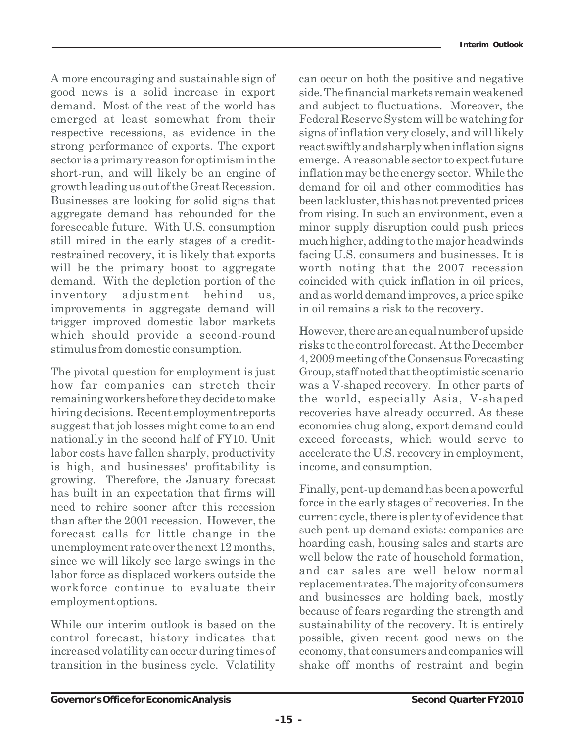A more encouraging and sustainable sign of good news is a solid increase in export demand. Most of the rest of the world has emerged at least somewhat from their respective recessions, as evidence in the strong performance of exports. The export sector is a primary reason for optimism in the short-run, and will likely be an engine of growth leading us out of the Great Recession. Businesses are looking for solid signs that aggregate demand has rebounded for the foreseeable future. With U.S. consumption still mired in the early stages of a credit-restrained recovery, it is likely that exports will be the primary boost to aggregate demand. With the depletion portion of the inventory adjustment behind us, improvements in aggregate demand will trigger improved domestic labor markets which should provide a second-round stimulus from domestic consumption.

The pivotal question for employment is just how far companies can stretch their remaining workers before they decide to make hiring decisions. Recent employment reports suggest that job losses might come to an end nationally in the second half of FY10. Unit labor costs have fallen sharply, productivity is high, and businesses' profitability is growing. Therefore, the January forecast has built in an expectation that firms will need to rehire sooner after this recession than after the 2001 recession. However, the forecast calls for little change in the unemployment rate over the next 12 months, since we will likely see large swings in the labor force as displaced workers outside the workforce continue to evaluate their employment options.

While our interim outlook is based on the control forecast, history indicates that increased volatility can occur during times of transition in the business cycle. Volatility can occur on both the positive and negative side. The financial markets remain weakened and subject to fluctuations. Moreover, the Federal Reserve System will be watching for signs of inflation very closely, and will likely react swiftly and sharply when inflation signs emerge. A reasonable sector to expect future inflation may be the energy sector. While the demand for oil and other commodities has been lackluster, this has not prevented prices from rising. In such an environment, even a minor supply disruption could push prices much higher, adding to the major headwinds facing U.S. consumers and businesses. It is worth noting that the 2007 recession coincided with quick inflation in oil prices, and as world demand improves, a price spike in oil remains a risk to the recovery.

However, there are an equal number of upside risks to the control forecast. At the December 4, 2009 meeting of the Consensus Forecasting Group, staff noted that the optimistic scenario was a V-shaped recovery. In other parts of the world, especially Asia, V-shaped recoveries have already occurred. As these economies chug along, export demand could exceed forecasts, which would serve to accelerate the U.S. recovery in employment, income, and consumption.

Finally, pent-up demand has been a powerful force in the early stages of recoveries. In the current cycle, there is plenty of evidence that such pent-up demand exists: companies are hoarding cash, housing sales and starts are well below the rate of household formation, and car sales are well below normal replacement rates. The majority of consumers and businesses are holding back, mostly because of fears regarding the strength and sustainability of the recovery. It is entirely possible, given recent good news on the economy, that consumers and companies will shake off months of restraint and begin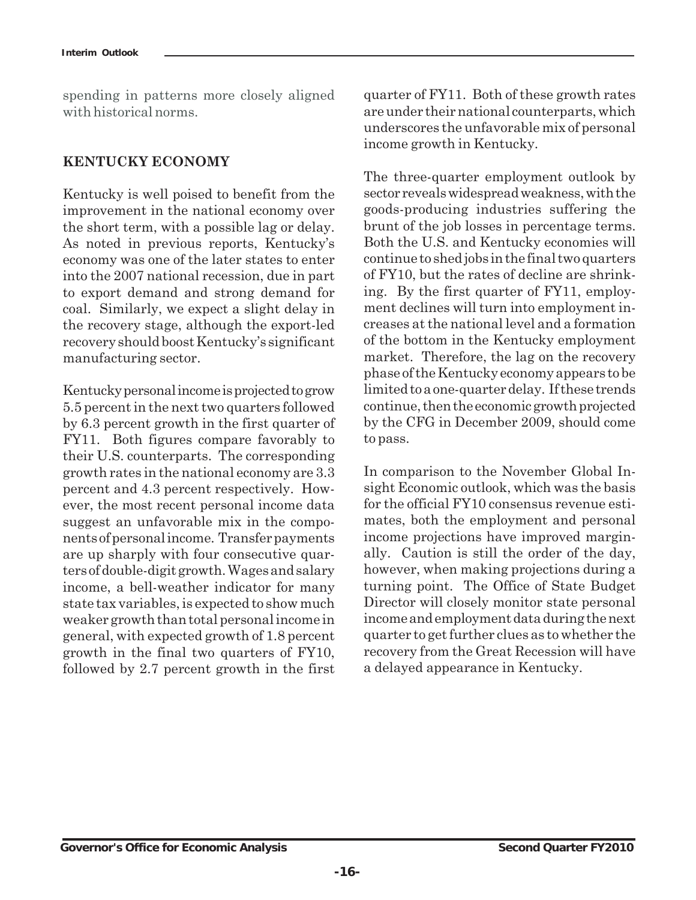spending in patterns more closely aligned with historical norms.

## KENTUCKY ECONOMY

Kentucky is well poised to benefit from the improvement in the national economy over the short term, with a possible lag or delay. As noted in previous reports, Kentucky's economy was one of the later states to enter into the 2007 national recession, due in part to export demand and strong demand for coal. Similarly, we expect a slight delay in the recovery stage, although the export-led recovery should boost Kentucky's significant manufacturing sector.

Kentucky personal income is projected to grow 5.5 percent in the next two quarters followed by 6.3 percent growth in the first quarter of FY11. Both figures compare favorably to their U.S. counterparts. The corresponding growth rates in the national economy are 3.3 percent and 4.3 percent respectively. However, the most recent personal income data suggest an unfavorable mix in the components of personal income. Transfer payments are up sharply with four consecutive quarters of double-digit growth. Wages and salary income, a bell-weather indicator for many state tax variables, is expected to show much weaker growth than total personal income in general, with expected growth of 1.8 percent growth in the final two quarters of FY10, followed by 2.7 percent growth in the first quarter of FY11. Both of these growth rates are under their national counterparts, which underscores the unfavorable mix of personal income growth in Kentucky.

The three-quarter employment outlook by sector reveals widespread weakness, with the goods-producing industries suffering the brunt of the job losses in percentage terms. Both the U.S. and Kentucky economies will continue to shed jobs in the final two quarters of FY10, but the rates of decline are shrinking. By the first quarter of FY11, employment declines will turn into employment increases at the national level and a formation of the bottom in the Kentucky employment market. Therefore, the lag on the recovery phase of the Kentucky economy appears to be limited to a one-quarter delay. If these trends continue, then the economic growth projected by the CFG in December 2009, should come to pass.

In comparison to the November Global Insight Economic outlook, which was the basis for the official FY10 consensus revenue estimates, both the employment and personal income projections have improved marginally. Caution is still the order of the day, however, when making projections during a turning point. The Office of State Budget Director will closely monitor state personal income and employment data during the next quarter to get further clues as to whether the recovery from the Great Recession will have a delayed appearance in Kentucky.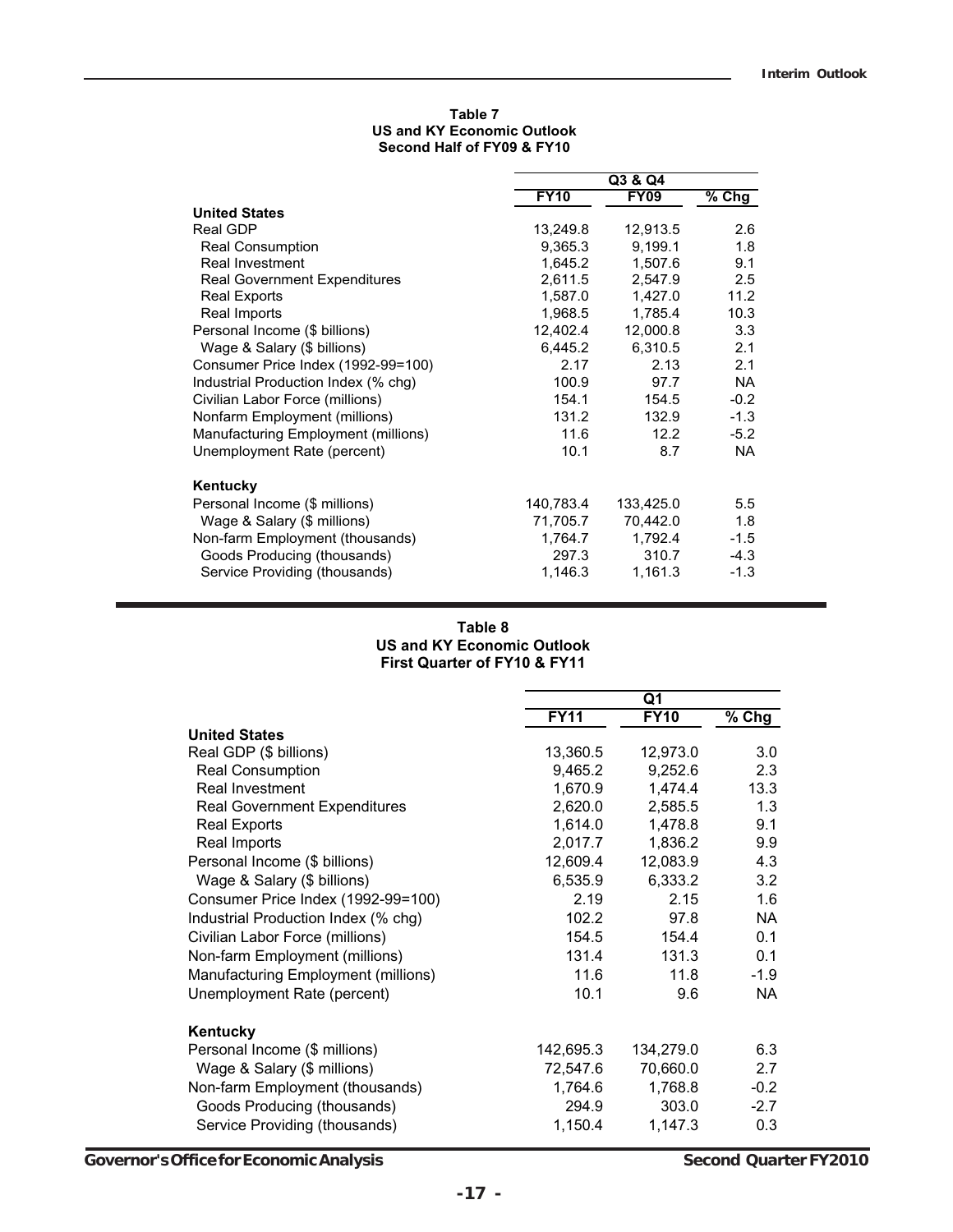**Table 7**
**US and KY Economic Outlook**
**Second Half of FY09 & FY10**

| | Q3 & Q4 | | |
|---|---|---|---|
| | **FY10** | **FY09** | **% Chg** |
| **United States** | | | |
| Real GDP | 13,249.8 | 12,913.5 | 2.6 |
| Real Consumption | 9,365.3 | 9,199.1 | 1.8 |
| Real Investment | 1,645.2 | 1,507.6 | 9.1 |
| Real Government Expenditures | 2,611.5 | 2,547.9 | 2.5 |
| Real Exports | 1,587.0 | 1,427.0 | 11.2 |
| Real Imports | 1,968.5 | 1,785.4 | 10.3 |
| Personal Income ($ billions) | 12,402.4 | 12,000.8 | 3.3 |
| Wage & Salary ($ billions) | 6,445.2 | 6,310.5 | 2.1 |
| Consumer Price Index (1992-99=100) | 2.17 | 2.13 | 2.1 |
| Industrial Production Index (% chg) | 100.9 | 97.7 | NA |
| Civilian Labor Force (millions) | 154.1 | 154.5 | -0.2 |
| Nonfarm Employment (millions) | 131.2 | 132.9 | -1.3 |
| Manufacturing Employment (millions) | 11.6 | 12.2 | -5.2 |
| Unemployment Rate (percent) | 10.1 | 8.7 | NA |
| **Kentucky** | | | |
| Personal Income ($ millions) | 140,783.4 | 133,425.0 | 5.5 |
| Wage & Salary ($ millions) | 71,705.7 | 70,442.0 | 1.8 |
| Non-farm Employment (thousands) | 1,764.7 | 1,792.4 | -1.5 |
| Goods Producing (thousands) | 297.3 | 310.7 | -4.3 |
| Service Providing (thousands) | 1,146.3 | 1,161.3 | -1.3 |

**Table 8**
**US and KY Economic Outlook**
**First Quarter of FY10 & FY11**

| | Q1 | | |
|---|---|---|---|
| | **FY11** | **FY10** | **% Chg** |
| **United States** | | | |
| Real GDP ($ billions) | 13,360.5 | 12,973.0 | 3.0 |
| Real Consumption | 9,465.2 | 9,252.6 | 2.3 |
| Real Investment | 1,670.9 | 1,474.4 | 13.3 |
| Real Government Expenditures | 2,620.0 | 2,585.5 | 1.3 |
| Real Exports | 1,614.0 | 1,478.8 | 9.1 |
| Real Imports | 2,017.7 | 1,836.2 | 9.9 |
| Personal Income ($ billions) | 12,609.4 | 12,083.9 | 4.3 |
| Wage & Salary ($ billions) | 6,535.9 | 6,333.2 | 3.2 |
| Consumer Price Index (1992-99=100) | 2.19 | 2.15 | 1.6 |
| Industrial Production Index (% chg) | 102.2 | 97.8 | NA |
| Civilian Labor Force (millions) | 154.5 | 154.4 | 0.1 |
| Non-farm Employment (millions) | 131.4 | 131.3 | 0.1 |
| Manufacturing Employment (millions) | 11.6 | 11.8 | -1.9 |
| Unemployment Rate (percent) | 10.1 | 9.6 | NA |
| **Kentucky** | | | |
| Personal Income ($ millions) | 142,695.3 | 134,279.0 | 6.3 |
| Wage & Salary ($ millions) | 72,547.6 | 70,660.0 | 2.7 |
| Non-farm Employment (thousands) | 1,764.6 | 1,768.8 | -0.2 |
| Goods Producing (thousands) | 294.9 | 303.0 | -2.7 |
| Service Providing (thousands) | 1,150.4 | 1,147.3 | 0.3 |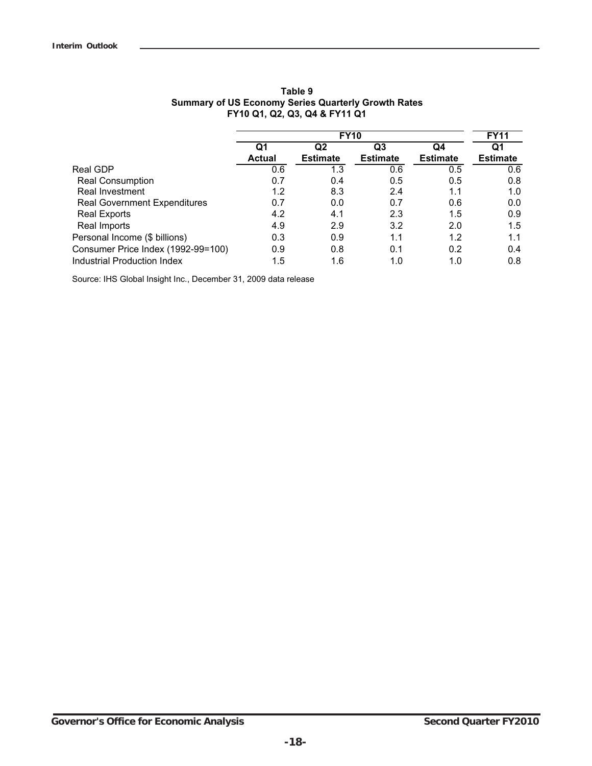**Table 9**
**Summary of US Economy Series Quarterly Growth Rates**
**FY10 Q1, Q2, Q3, Q4 & FY11 Q1**

| | FY10 | | | | FY11 |
|---|---|---|---|---|---|
| | Q1 Actual | Q2 Estimate | Q3 Estimate | Q4 Estimate | Q1 Estimate |
| Real GDP | 0.6 | 1.3 | 0.6 | 0.5 | 0.6 |
| Real Consumption | 0.7 | 0.4 | 0.5 | 0.5 | 0.8 |
| Real Investment | 1.2 | 8.3 | 2.4 | 1.1 | 1.0 |
| Real Government Expenditures | 0.7 | 0.0 | 0.7 | 0.6 | 0.0 |
| Real Exports | 4.2 | 4.1 | 2.3 | 1.5 | 0.9 |
| Real Imports | 4.9 | 2.9 | 3.2 | 2.0 | 1.5 |
| Personal Income ($ billions) | 0.3 | 0.9 | 1.1 | 1.2 | 1.1 |
| Consumer Price Index (1992-99=100) | 0.9 | 0.8 | 0.1 | 0.2 | 0.4 |
| Industrial Production Index | 1.5 | 1.6 | 1.0 | 1.0 | 0.8 |

Source: IHS Global Insight Inc., December 31, 2009 data release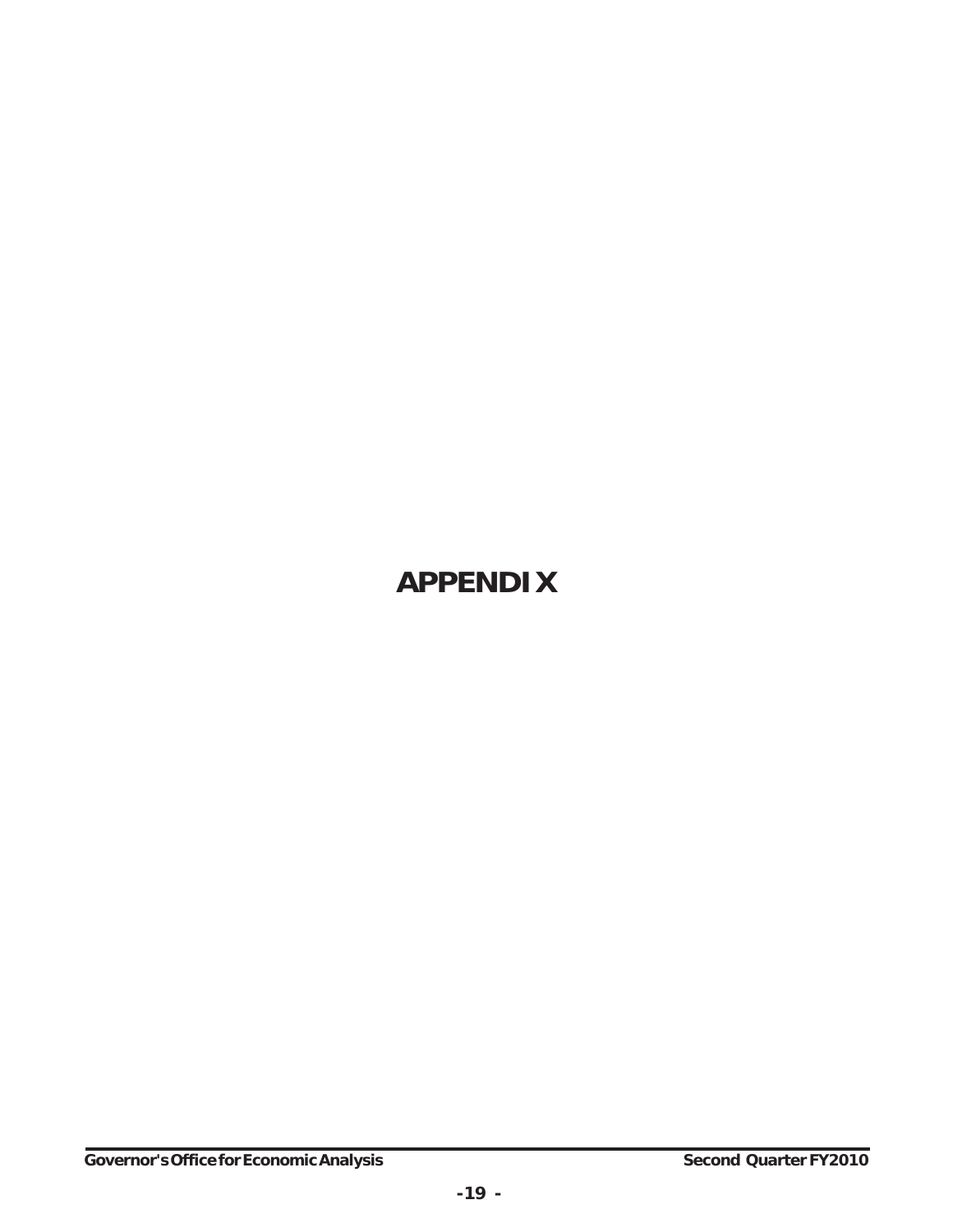# APPENDIX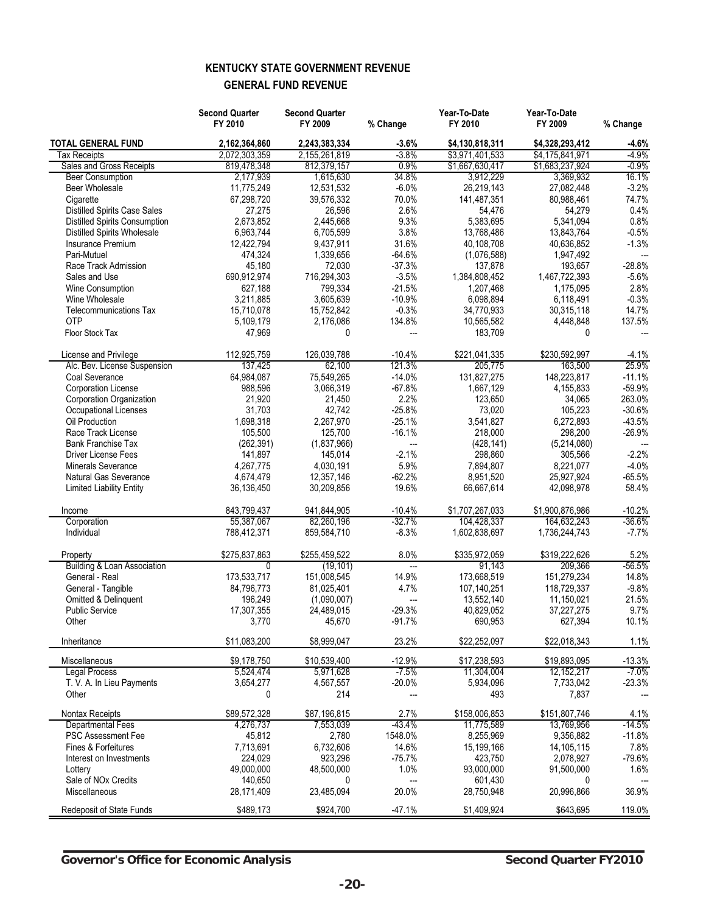## KENTUCKY STATE GOVERNMENT REVENUE

### GENERAL FUND REVENUE

| | Second Quarter FY 2010 | Second Quarter FY 2009 | % Change | Year-To-Date FY 2010 | Year-To-Date FY 2009 | % Change |
|---|---|---|---|---|---|---|
| **TOTAL GENERAL FUND** | **2,162,364,860** | **2,243,383,334** | **-3.6%** | **$4,130,818,311** | **$4,328,293,412** | **-4.6%** |
| Tax Receipts | 2,072,303,359 | 2,155,261,819 | -3.8% | $3,971,401,533 | $4,175,841,971 | -4.9% |
| Sales and Gross Receipts | 819,478,348 | 812,379,157 | 0.9% | $1,667,630,417 | $1,683,237,924 | -0.9% |
| Beer Consumption | 2,177,939 | 1,615,630 | 34.8% | 3,912,229 | 3,369,932 | 16.1% |
| Beer Wholesale | 11,775,249 | 12,531,532 | -6.0% | 26,219,143 | 27,082,448 | -3.2% |
| Cigarette | 67,298,720 | 39,576,332 | 70.0% | 141,487,351 | 80,988,461 | 74.7% |
| Distilled Spirits Case Sales | 27,275 | 26,596 | 2.6% | 54,476 | 54,279 | 0.4% |
| Distilled Spirits Consumption | 2,673,852 | 2,445,668 | 9.3% | 5,383,695 | 5,341,094 | 0.8% |
| Distilled Spirits Wholesale | 6,963,744 | 6,705,599 | 3.8% | 13,768,486 | 13,843,764 | -0.5% |
| Insurance Premium | 12,422,794 | 9,437,911 | 31.6% | 40,108,708 | 40,636,852 | -1.3% |
| Pari-Mutuel | 474,324 | 1,339,656 | -64.6% | (1,076,588) | 1,947,492 | --- |
| Race Track Admission | 45,180 | 72,030 | -37.3% | 137,878 | 193,657 | -28.8% |
| Sales and Use | 690,912,974 | 716,294,303 | -3.5% | 1,384,808,452 | 1,467,722,393 | -5.6% |
| Wine Consumption | 627,188 | 799,334 | -21.5% | 1,207,468 | 1,175,095 | 2.8% |
| Wine Wholesale | 3,211,885 | 3,605,639 | -10.9% | 6,098,894 | 6,118,491 | -0.3% |
| Telecommunications Tax | 15,710,078 | 15,752,842 | -0.3% | 34,770,933 | 30,315,118 | 14.7% |
| OTP | 5,109,179 | 2,176,086 | 134.8% | 10,565,582 | 4,448,848 | 137.5% |
| Floor Stock Tax | 47,969 | 0 | --- | 183,709 | 0 | --- |
| License and Privilege | 112,925,759 | 126,039,788 | -10.4% | $221,041,335 | $230,592,997 | -4.1% |
| Alc. Bev. License Suspension | 137,425 | 62,100 | 121.3% | 205,775 | 163,500 | 25.9% |
| Coal Severance | 64,984,087 | 75,549,265 | -14.0% | 131,827,275 | 148,223,817 | -11.1% |
| Corporation License | 988,596 | 3,066,319 | -67.8% | 1,667,129 | 4,155,833 | -59.9% |
| Corporation Organization | 21,920 | 21,450 | 2.2% | 123,650 | 34,065 | 263.0% |
| Occupational Licenses | 31,703 | 42,742 | -25.8% | 73,020 | 105,223 | -30.6% |
| Oil Production | 1,698,318 | 2,267,970 | -25.1% | 3,541,827 | 6,272,893 | -43.5% |
| Race Track License | 105,500 | 125,700 | -16.1% | 218,000 | 298,200 | -26.9% |
| Bank Franchise Tax | (262,391) | (1,837,966) | --- | (428,141) | (5,214,080) | --- |
| Driver License Fees | 141,897 | 145,014 | -2.1% | 298,860 | 305,566 | -2.2% |
| Minerals Severance | 4,267,775 | 4,030,191 | 5.9% | 7,894,807 | 8,221,077 | -4.0% |
| Natural Gas Severance | 4,674,479 | 12,357,146 | -62.2% | 8,951,520 | 25,927,924 | -65.5% |
| Limited Liability Entity | 36,136,450 | 30,209,856 | 19.6% | 66,667,614 | 42,098,978 | 58.4% |
| Income | 843,799,437 | 941,844,905 | -10.4% | $1,707,267,033 | $1,900,876,986 | -10.2% |
| Corporation | 55,387,067 | 82,260,196 | -32.7% | 104,428,337 | 164,632,243 | -36.6% |
| Individual | 788,412,371 | 859,584,710 | -8.3% | 1,602,838,697 | 1,736,244,743 | -7.7% |
| Property | $275,837,863 | $255,459,522 | 8.0% | $335,972,059 | $319,222,626 | 5.2% |
| Building & Loan Association | 0 | (19,101) | --- | 91,143 | 209,366 | -56.5% |
| General - Real | 173,533,717 | 151,008,545 | 14.9% | 173,668,519 | 151,279,234 | 14.8% |
| General - Tangible | 84,796,773 | 81,025,401 | 4.7% | 107,140,251 | 118,729,337 | -9.8% |
| Omitted & Delinquent | 196,249 | (1,090,007) | --- | 13,552,140 | 11,150,021 | 21.5% |
| Public Service | 17,307,355 | 24,489,015 | -29.3% | 40,829,052 | 37,227,275 | 9.7% |
| Other | 3,770 | 45,670 | -91.7% | 690,953 | 627,394 | 10.1% |
| Inheritance | $11,083,200 | $8,999,047 | 23.2% | $22,252,097 | $22,018,343 | 1.1% |
| Miscellaneous | $9,178,750 | $10,539,400 | -12.9% | $17,238,593 | $19,893,095 | -13.3% |
| Legal Process | 5,524,474 | 5,971,628 | -7.5% | 11,304,004 | 12,152,217 | -7.0% |
| T. V. A. In Lieu Payments | 3,654,277 | 4,567,557 | -20.0% | 5,934,096 | 7,733,042 | -23.3% |
| Other | 0 | 214 | --- | 493 | 7,837 | --- |
| Nontax Receipts | $89,572,328 | $87,196,815 | 2.7% | $158,006,853 | $151,807,746 | 4.1% |
| Departmental Fees | 4,276,737 | 7,553,039 | -43.4% | 11,775,589 | 13,769,956 | -14.5% |
| PSC Assessment Fee | 45,812 | 2,780 | 1548.0% | 8,255,969 | 9,356,882 | -11.8% |
| Fines & Forfeitures | 7,713,691 | 6,732,606 | 14.6% | 15,199,166 | 14,105,115 | 7.8% |
| Interest on Investments | 224,029 | 923,296 | -75.7% | 423,750 | 2,078,927 | -79.6% |
| Lottery | 49,000,000 | 48,500,000 | 1.0% | 93,000,000 | 91,500,000 | 1.6% |
| Sale of NOx Credits | 140,650 | 0 | --- | 601,430 | 0 | --- |
| Miscellaneous | 28,171,409 | 23,485,094 | 20.0% | 28,750,948 | 20,996,866 | 36.9% |
| Redeposit of State Funds | $489,173 | $924,700 | -47.1% | $1,409,924 | $643,695 | 119.0% |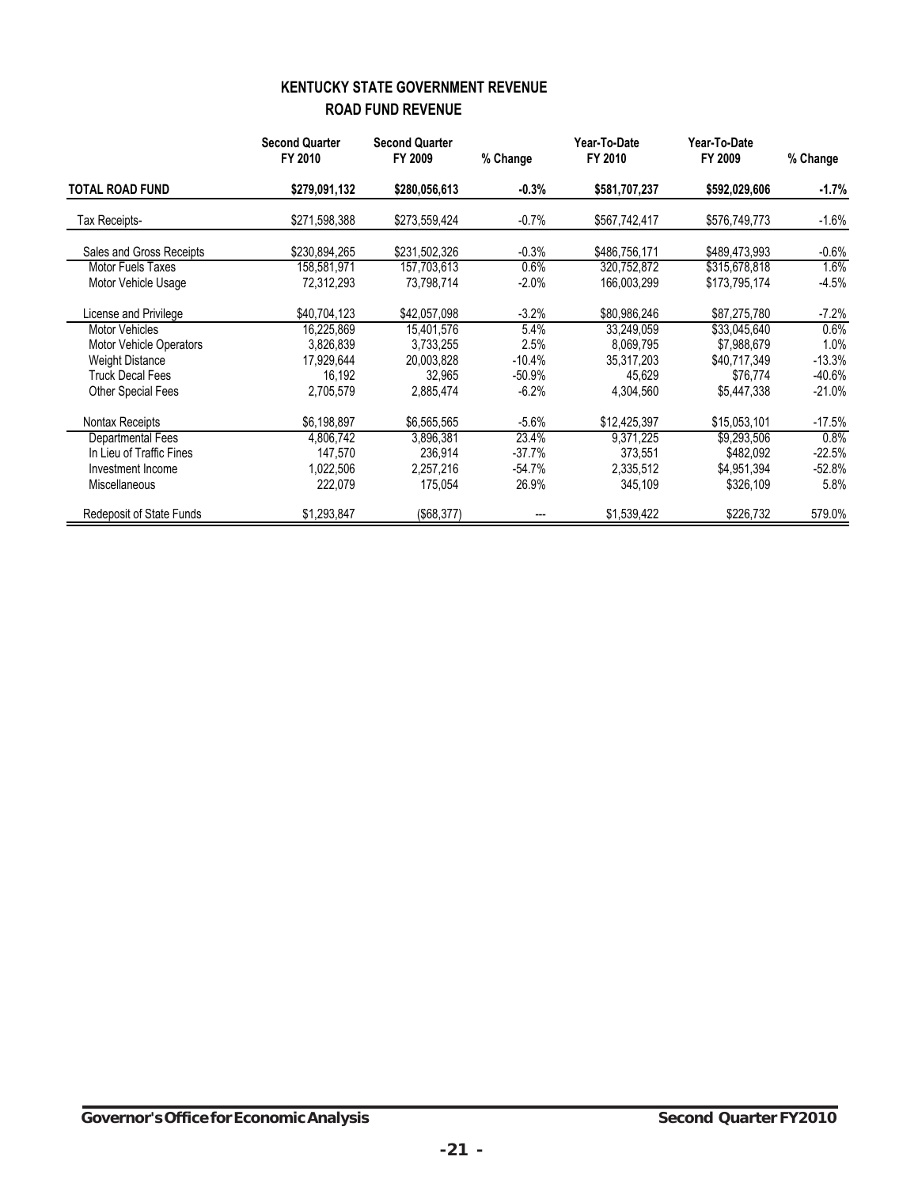## KENTUCKY STATE GOVERNMENT REVENUE
### ROAD FUND REVENUE

| | Second Quarter FY 2010 | Second Quarter FY 2009 | % Change | Year-To-Date FY 2010 | Year-To-Date FY 2009 | % Change |
|---|---|---|---|---|---|---|
| **TOTAL ROAD FUND** | **$279,091,132** | **$280,056,613** | **-0.3%** | **$581,707,237** | **$592,029,606** | **-1.7%** |
| Tax Receipts- | $271,598,388 | $273,559,424 | -0.7% | $567,742,417 | $576,749,773 | -1.6% |
| Sales and Gross Receipts | $230,894,265 | $231,502,326 | -0.3% | $486,756,171 | $489,473,993 | -0.6% |
| Motor Fuels Taxes | 158,581,971 | 157,703,613 | 0.6% | 320,752,872 | $315,678,818 | 1.6% |
| Motor Vehicle Usage | 72,312,293 | 73,798,714 | -2.0% | 166,003,299 | $173,795,174 | -4.5% |
| License and Privilege | $40,704,123 | $42,057,098 | -3.2% | $80,986,246 | $87,275,780 | -7.2% |
| Motor Vehicles | 16,225,869 | 15,401,576 | 5.4% | 33,249,059 | $33,045,640 | 0.6% |
| Motor Vehicle Operators | 3,826,839 | 3,733,255 | 2.5% | 8,069,795 | $7,988,679 | 1.0% |
| Weight Distance | 17,929,644 | 20,003,828 | -10.4% | 35,317,203 | $40,717,349 | -13.3% |
| Truck Decal Fees | 16,192 | 32,965 | -50.9% | 45,629 | $76,774 | -40.6% |
| Other Special Fees | 2,705,579 | 2,885,474 | -6.2% | 4,304,560 | $5,447,338 | -21.0% |
| Nontax Receipts | $6,198,897 | $6,565,565 | -5.6% | $12,425,397 | $15,053,101 | -17.5% |
| Departmental Fees | 4,806,742 | 3,896,381 | 23.4% | 9,371,225 | $9,293,506 | 0.8% |
| In Lieu of Traffic Fines | 147,570 | 236,914 | -37.7% | 373,551 | $482,092 | -22.5% |
| Investment Income | 1,022,506 | 2,257,216 | -54.7% | 2,335,512 | $4,951,394 | -52.8% |
| Miscellaneous | 222,079 | 175,054 | 26.9% | 345,109 | $326,109 | 5.8% |
| Redeposit of State Funds | $1,293,847 | ($68,377) | --- | $1,539,422 | $226,732 | 579.0% |